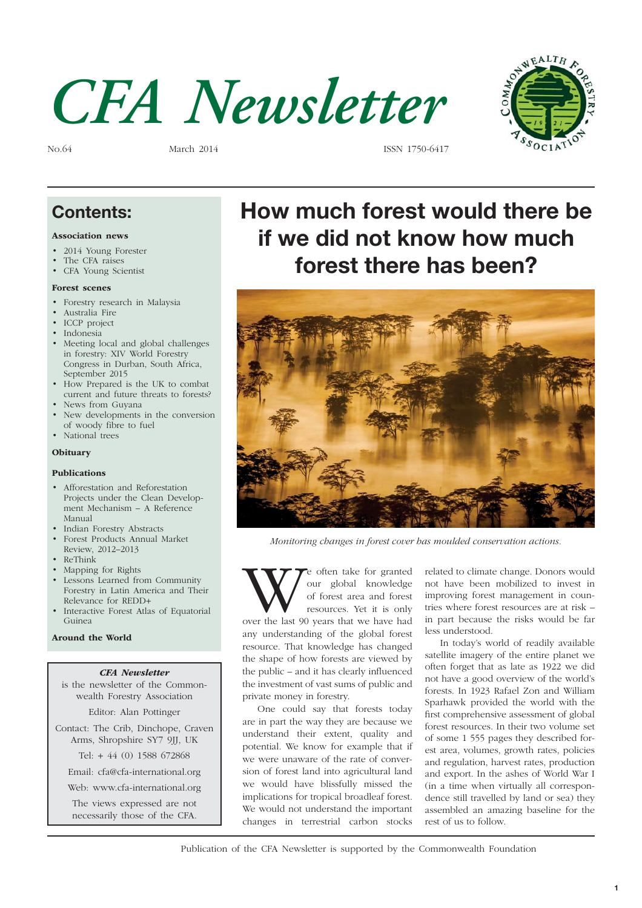# CFA Newsletter

No.64 March 2014 ISSN 1750-6417

## Contents:

**Association news**

- 2014 Young Forester
- The CFA raises
- CFA Young Scientist

**Forest scenes**

- Forestry research in Malaysia
- Australia Fire
- ICCP project
- Indonesia
- Meeting local and global challenges in forestry: XIV World Forestry Congress in Durban, South Africa, September 2015
- How Prepared is the UK to combat current and future threats to forests?
- News from Guyana
- New developments in the conversion of woody fibre to fuel
- National trees

**Obituary**

**Publications**

- Afforestation and Reforestation Projects under the Clean Development Mechanism – A Reference Manual
- Indian Forestry Abstracts
- Forest Products Annual Market Review, 2012–2013
- ReThink
- Mapping for Rights
- Lessons Learned from Community Forestry in Latin America and Their Relevance for REDD+
- Interactive Forest Atlas of Equatorial Guinea

**Around the World**

*CFA Newsletter* is the newsletter of the Commonwealth Forestry Association

Editor: Alan Pottinger

Contact: The Crib, Dinchope, Craven Arms, Shropshire SY7 9JJ, UK

Tel: + 44 (0) 1588 672868

Email: cfa@cfa-international.org

Web: www.cfa-international.org

The views expressed are not necessarily those of the CFA.

# How much forest would there be if we did not know how much forest there has been?

*Monitoring changes in forest cover has moulded conservation actions.*

We often take for granted our global knowledge of forest area and forest resources. Yet it is only over the last 90 years that we have had any understanding of the global forest resource. That knowledge has changed the shape of how forests are viewed by the public – and it has clearly influenced the investment of vast sums of public and private money in forestry.

One could say that forests today are in part the way they are because we understand their extent, quality and potential. We know for example that if we were unaware of the rate of conversion of forest land into agricultural land we would have blissfully missed the implications for tropical broadleaf forest. We would not understand the important changes in terrestrial carbon stocks related to climate change. Donors would not have been mobilized to invest in improving forest management in countries where forest resources are at risk – in part because the risks would be far less understood.

In today's world of readily available satellite imagery of the entire planet we often forget that as late as 1922 we did not have a good overview of the world's forests. In 1923 Rafael Zon and William Sparhawk provided the world with the first comprehensive assessment of global forest resources. In their two volume set of some 1 555 pages they described forest area, volumes, growth rates, policies and regulation, harvest rates, production and export. In the ashes of World War I (in a time when virtually all correspondence still travelled by land or sea) they assembled an amazing baseline for the rest of us to follow.

Publication of the CFA Newsletter is supported by the Commonwealth Foundation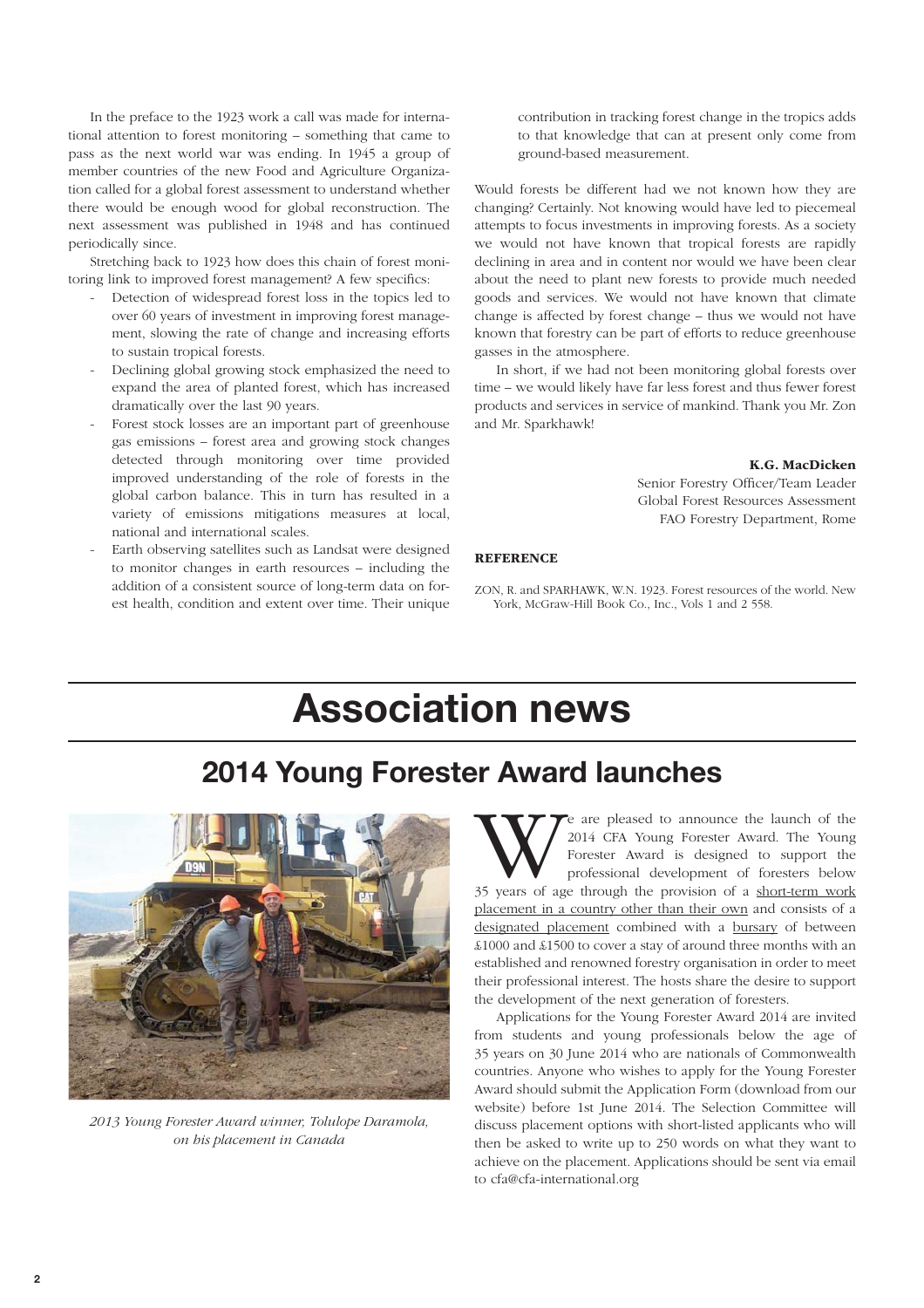In the preface to the 1923 work a call was made for international attention to forest monitoring – something that came to pass as the next world war was ending. In 1945 a group of member countries of the new Food and Agriculture Organization called for a global forest assessment to understand whether there would be enough wood for global reconstruction. The next assessment was published in 1948 and has continued periodically since.

Stretching back to 1923 how does this chain of forest monitoring link to improved forest management? A few specifics:

- Detection of widespread forest loss in the topics led to over 60 years of investment in improving forest management, slowing the rate of change and increasing efforts to sustain tropical forests.
- Declining global growing stock emphasized the need to expand the area of planted forest, which has increased dramatically over the last 90 years.
- Forest stock losses are an important part of greenhouse gas emissions – forest area and growing stock changes detected through monitoring over time provided improved understanding of the role of forests in the global carbon balance. This in turn has resulted in a variety of emissions mitigations measures at local, national and international scales.
- Earth observing satellites such as Landsat were designed to monitor changes in earth resources – including the addition of a consistent source of long-term data on forest health, condition and extent over time. Their unique contribution in tracking forest change in the tropics adds to that knowledge that can at present only come from ground-based measurement.

Would forests be different had we not known how they are changing? Certainly. Not knowing would have led to piecemeal attempts to focus investments in improving forests. As a society we would not have known that tropical forests are rapidly declining in area and in content nor would we have been clear about the need to plant new forests to provide much needed goods and services. We would not have known that climate change is affected by forest change – thus we would not have known that forestry can be part of efforts to reduce greenhouse gasses in the atmosphere.

In short, if we had not been monitoring global forests over time – we would likely have far less forest and thus fewer forest products and services in service of mankind. Thank you Mr. Zon and Mr. Sparkhawk!

**K.G. MacDicken**
Senior Forestry Officer/Team Leader
Global Forest Resources Assessment
FAO Forestry Department, Rome

**REFERENCE**

ZON, R. and SPARHAWK, W.N. 1923. Forest resources of the world. New York, McGraw-Hill Book Co., Inc., Vols 1 and 2 558.

# Association news

## 2014 Young Forester Award launches

*2013 Young Forester Award winner, Tolulope Daramola, on his placement in Canada*

We are pleased to announce the launch of the 2014 CFA Young Forester Award. The Young Forester Award is designed to support the professional development of foresters below 35 years of age through the provision of a short-term work placement in a country other than their own and consists of a designated placement combined with a bursary of between £1000 and £1500 to cover a stay of around three months with an established and renowned forestry organisation in order to meet their professional interest. The hosts share the desire to support the development of the next generation of foresters.

Applications for the Young Forester Award 2014 are invited from students and young professionals below the age of 35 years on 30 June 2014 who are nationals of Commonwealth countries. Anyone who wishes to apply for the Young Forester Award should submit the Application Form (download from our website) before 1st June 2014. The Selection Committee will discuss placement options with short-listed applicants who will then be asked to write up to 250 words on what they want to achieve on the placement. Applications should be sent via email to cfa@cfa-international.org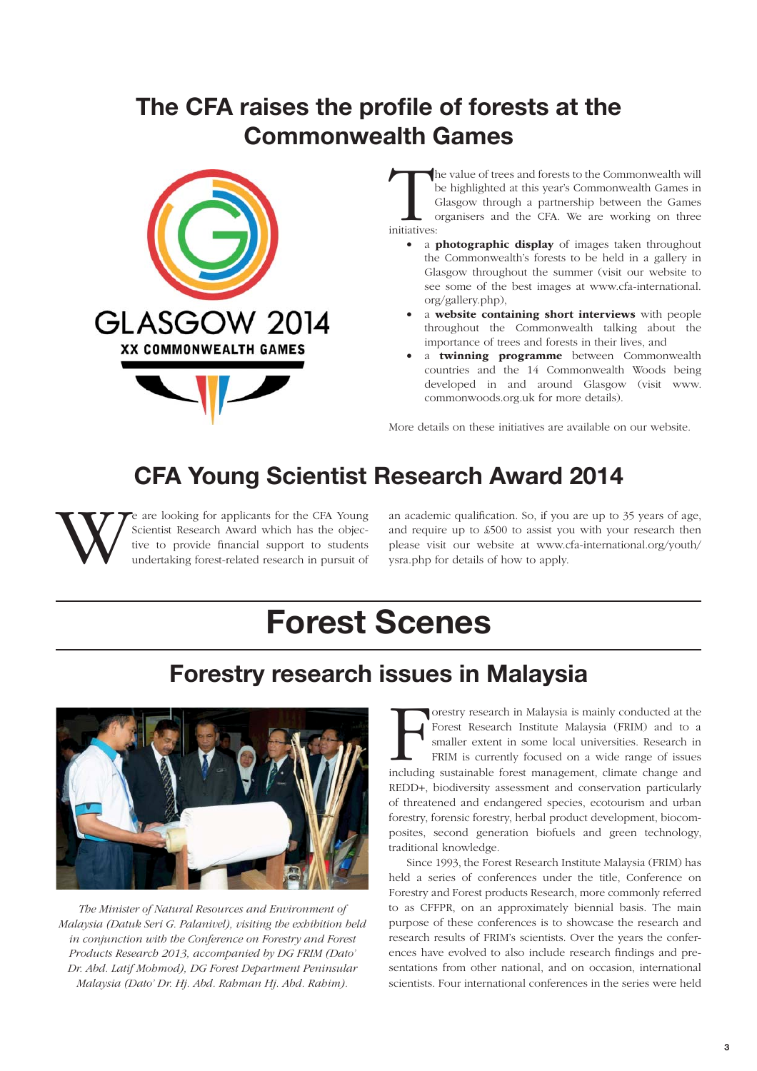## The CFA raises the profile of forests at the Commonwealth Games

The value of trees and forests to the Commonwealth will be highlighted at this year's Commonwealth Games in Glasgow through a partnership between the Games organisers and the CFA. We are working on three initiatives:

- a **photographic display** of images taken throughout the Commonwealth's forests to be held in a gallery in Glasgow throughout the summer (visit our website to see some of the best images at www.cfa-international.org/gallery.php),
- a **website containing short interviews** with people throughout the Commonwealth talking about the importance of trees and forests in their lives, and
- a **twinning programme** between Commonwealth countries and the 14 Commonwealth Woods being developed in and around Glasgow (visit www.commonwoods.org.uk for more details).

More details on these initiatives are available on our website.

## CFA Young Scientist Research Award 2014

We are looking for applicants for the CFA Young Scientist Research Award which has the objective to provide financial support to students undertaking forest-related research in pursuit of an academic qualification. So, if you are up to 35 years of age, and require up to £500 to assist you with your research then please visit our website at www.cfa-international.org/youth/ysra.php for details of how to apply.

# Forest Scenes

## Forestry research issues in Malaysia

*The Minister of Natural Resources and Environment of Malaysia (Datuk Seri G. Palanivel), visiting the exhibition held in conjunction with the Conference on Forestry and Forest Products Research 2013, accompanied by DG FRIM (Dato' Dr. Abd. Latif Mohmod), DG Forest Department Peninsular Malaysia (Dato' Dr. Hj. Abd. Rahman Hj. Abd. Rahim).*

Forestry research in Malaysia is mainly conducted at the Forest Research Institute Malaysia (FRIM) and to a smaller extent in some local universities. Research in FRIM is currently focused on a wide range of issues including sustainable forest management, climate change and REDD+, biodiversity assessment and conservation particularly of threatened and endangered species, ecotourism and urban forestry, forensic forestry, herbal product development, biocomposites, second generation biofuels and green technology, traditional knowledge.

Since 1993, the Forest Research Institute Malaysia (FRIM) has held a series of conferences under the title, Conference on Forestry and Forest products Research, more commonly referred to as CFFPR, on an approximately biennial basis. The main purpose of these conferences is to showcase the research and research results of FRIM's scientists. Over the years the conferences have evolved to also include research findings and presentations from other national, and on occasion, international scientists. Four international conferences in the series were held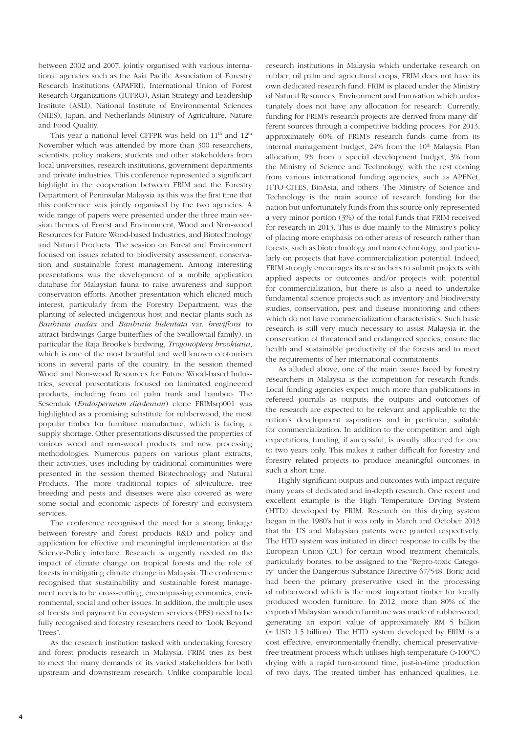between 2002 and 2007, jointly organised with various international agencies such as the Asia Pacific Association of Forestry Research Institutions (APAFRI), International Union of Forest Research Organizations (IUFRO), Asian Strategy and Leadership Institute (ASLI), National Institute of Environmental Sciences (NIES), Japan, and Netherlands Ministry of Agriculture, Nature and Food Quality.

This year a national level CFFPR was held on 11th and 12th November which was attended by more than 300 researchers, scientists, policy makers, students and other stakeholders from local universities, research institutions, government departments and private industries. This conference represented a significant highlight in the cooperation between FRIM and the Forestry Department of Peninsular Malaysia as this was the first time that this conference was jointly organised by the two agencies. A wide range of papers were presented under the three main session themes of Forest and Environment, Wood and Non-wood Resources for Future Wood-based Industries, and Biotechnology and Natural Products. The session on Forest and Environment focused on issues related to biodiversity assessment, conservation and sustainable forest management. Among interesting presentations was the development of a mobile application database for Malaysian fauna to raise awareness and support conservation efforts. Another presentation which elicited much interest, particularly from the Forestry Department, was the planting of selected indigenous host and nectar plants such as *Bauhinia audax* and *Bauhinia bidentata* var. *breviflora* to attract birdwings (large butterflies of the Swallowtail family), in particular the Raja Brooke's birdwing, *Trogonoptera brookiana*, which is one of the most beautiful and well known ecotourism icons in several parts of the country. In the session themed Wood and Non-wood Resources for Future Wood-based Industries, several presentations focused on laminated engineered products, including from oil palm trunk and bamboo. The Sesenduk (*Endospermum diadenum*) clone FRIMsrp001 was highlighted as a promising substitute for rubberwood, the most popular timber for furniture manufacture, which is facing a supply shortage. Other presentations discussed the properties of various wood and non-wood products and new processing methodologies. Numerous papers on various plant extracts, their activities, uses including by traditional communities were presented in the session themed Biotechnology and Natural Products. The more traditional topics of silviculture, tree breeding and pests and diseases were also covered as were some social and economic aspects of forestry and ecosystem services.

The conference recognised the need for a strong linkage between forestry and forest products R&D and policy and application for effective and meaningful implementation at the Science-Policy interface. Research is urgently needed on the impact of climate change on tropical forests and the role of forests in mitigating climate change in Malaysia. The conference recognised that sustainability and sustainable forest management needs to be cross-cutting, encompassing economics, environmental, social and other issues. In addition, the multiple uses of forests and payment for ecosystem services (PES) need to be fully recognised and forestry researchers need to "Look Beyond Trees".

As the research institution tasked with undertaking forestry and forest products research in Malaysia, FRIM tries its best to meet the many demands of its varied stakeholders for both upstream and downstream research. Unlike comparable local research institutions in Malaysia which undertake research on rubber, oil palm and agricultural crops, FRIM does not have its own dedicated research fund. FRIM is placed under the Ministry of Natural Resources, Environment and Innovation which unfortunately does not have any allocation for research. Currently, funding for FRIM's research projects are derived from many different sources through a competitive bidding process. For 2013, approximately 60% of FRIM's research funds came from its internal management budget, 24% from the 10th Malaysia Plan allocation, 9% from a special development budget, 3% from the Ministry of Science and Technology, with the rest coming from various international funding agencies, such as APFNet, ITTO-CITES, BioAsia, and others. The Ministry of Science and Technology is the main source of research funding for the nation but unfortunately funds from this source only represented a very minor portion (3%) of the total funds that FRIM received for research in 2013. This is due mainly to the Ministry's policy of placing more emphasis on other areas of research rather than forests, such as biotechnology and nanotechnology, and particularly on projects that have commercialization potential. Indeed, FRIM strongly encourages its researchers to submit projects with applied aspects or outcomes and/or projects with potential for commercialization, but there is also a need to undertake fundamental science projects such as inventory and biodiversity studies, conservation, pest and disease monitoring and others which do not have commercialization characteristics. Such basic research is still very much necessary to assist Malaysia in the conservation of threatened and endangered species, ensure the health and sustainable productivity of the forests and to meet the requirements of her international commitments.

As alluded above, one of the main issues faced by forestry researchers in Malaysia is the competition for research funds. Local funding agencies expect much more than publications in refereed journals as outputs; the outputs and outcomes of the research are expected to be relevant and applicable to the nation's development aspirations and in particular, suitable for commercialization. In addition to the competition and high expectations, funding, if successful, is usually allocated for one to two years only. This makes it rather difficult for forestry and forestry related projects to produce meaningful outcomes in such a short time.

Highly significant outputs and outcomes with impact require many years of dedicated and in-depth research. One recent and excellent example is the High Temperature Drying System (HTD) developed by FRIM. Research on this drying system began in the 1980's but it was only in March and October 2013 that the US and Malaysian patents were granted respectively. The HTD system was initiated in direct response to calls by the European Union (EU) for certain wood treatment chemicals, particularly borates, to be assigned to the "Repro-toxic Category" under the Dangerous Substance Directive 67/548. Boric acid had been the primary preservative used in the processing of rubberwood which is the most important timber for locally produced wooden furniture. In 2012, more than 80% of the exported Malaysian wooden furniture was made of rubberwood, generating an export value of approximately RM 5 billion (≈ USD 1.5 billion). The HTD system developed by FRIM is a cost effective, environmentally-friendly, chemical preservative-free treatment process which utilises high temperature (>100°C) drying with a rapid turn-around time, just-in-time production of two days. The treated timber has enhanced qualities, i.e.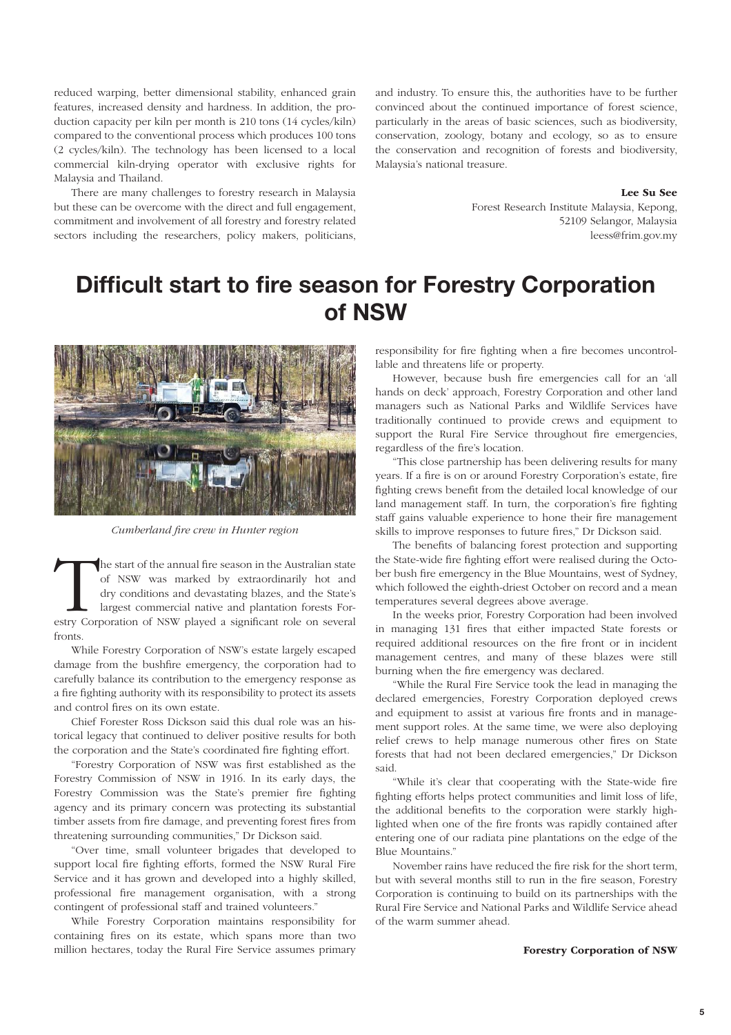reduced warping, better dimensional stability, enhanced grain features, increased density and hardness. In addition, the production capacity per kiln per month is 210 tons (14 cycles/kiln) compared to the conventional process which produces 100 tons (2 cycles/kiln). The technology has been licensed to a local commercial kiln-drying operator with exclusive rights for Malaysia and Thailand.

There are many challenges to forestry research in Malaysia but these can be overcome with the direct and full engagement, commitment and involvement of all forestry and forestry related sectors including the researchers, policy makers, politicians, and industry. To ensure this, the authorities have to be further convinced about the continued importance of forest science, particularly in the areas of basic sciences, such as biodiversity, conservation, zoology, botany and ecology, so as to ensure the conservation and recognition of forests and biodiversity, Malaysia's national treasure.

**Lee Su See**
Forest Research Institute Malaysia, Kepong,
52109 Selangor, Malaysia
leess@frim.gov.my

# Difficult start to fire season for Forestry Corporation of NSW

*Cumberland fire crew in Hunter region*

The start of the annual fire season in the Australian state of NSW was marked by extraordinarily hot and dry conditions and devastating blazes, and the State's largest commercial native and plantation forests Forestry Corporation of NSW played a significant role on several fronts.

While Forestry Corporation of NSW's estate largely escaped damage from the bushfire emergency, the corporation had to carefully balance its contribution to the emergency response as a fire fighting authority with its responsibility to protect its assets and control fires on its own estate.

Chief Forester Ross Dickson said this dual role was an historical legacy that continued to deliver positive results for both the corporation and the State's coordinated fire fighting effort.

"Forestry Corporation of NSW was first established as the Forestry Commission of NSW in 1916. In its early days, the Forestry Commission was the State's premier fire fighting agency and its primary concern was protecting its substantial timber assets from fire damage, and preventing forest fires from threatening surrounding communities," Dr Dickson said.

"Over time, small volunteer brigades that developed to support local fire fighting efforts, formed the NSW Rural Fire Service and it has grown and developed into a highly skilled, professional fire management organisation, with a strong contingent of professional staff and trained volunteers."

While Forestry Corporation maintains responsibility for containing fires on its estate, which spans more than two million hectares, today the Rural Fire Service assumes primary responsibility for fire fighting when a fire becomes uncontrollable and threatens life or property.

However, because bush fire emergencies call for an 'all hands on deck' approach, Forestry Corporation and other land managers such as National Parks and Wildlife Services have traditionally continued to provide crews and equipment to support the Rural Fire Service throughout fire emergencies, regardless of the fire's location.

"This close partnership has been delivering results for many years. If a fire is on or around Forestry Corporation's estate, fire fighting crews benefit from the detailed local knowledge of our land management staff. In turn, the corporation's fire fighting staff gains valuable experience to hone their fire management skills to improve responses to future fires," Dr Dickson said.

The benefits of balancing forest protection and supporting the State-wide fire fighting effort were realised during the October bush fire emergency in the Blue Mountains, west of Sydney, which followed the eighth-driest October on record and a mean temperatures several degrees above average.

In the weeks prior, Forestry Corporation had been involved in managing 131 fires that either impacted State forests or required additional resources on the fire front or in incident management centres, and many of these blazes were still burning when the fire emergency was declared.

"While the Rural Fire Service took the lead in managing the declared emergencies, Forestry Corporation deployed crews and equipment to assist at various fire fronts and in management support roles. At the same time, we were also deploying relief crews to help manage numerous other fires on State forests that had not been declared emergencies," Dr Dickson said.

"While it's clear that cooperating with the State-wide fire fighting efforts helps protect communities and limit loss of life, the additional benefits to the corporation were starkly highlighted when one of the fire fronts was rapidly contained after entering one of our radiata pine plantations on the edge of the Blue Mountains."

November rains have reduced the fire risk for the short term, but with several months still to run in the fire season, Forestry Corporation is continuing to build on its partnerships with the Rural Fire Service and National Parks and Wildlife Service ahead of the warm summer ahead.

**Forestry Corporation of NSW**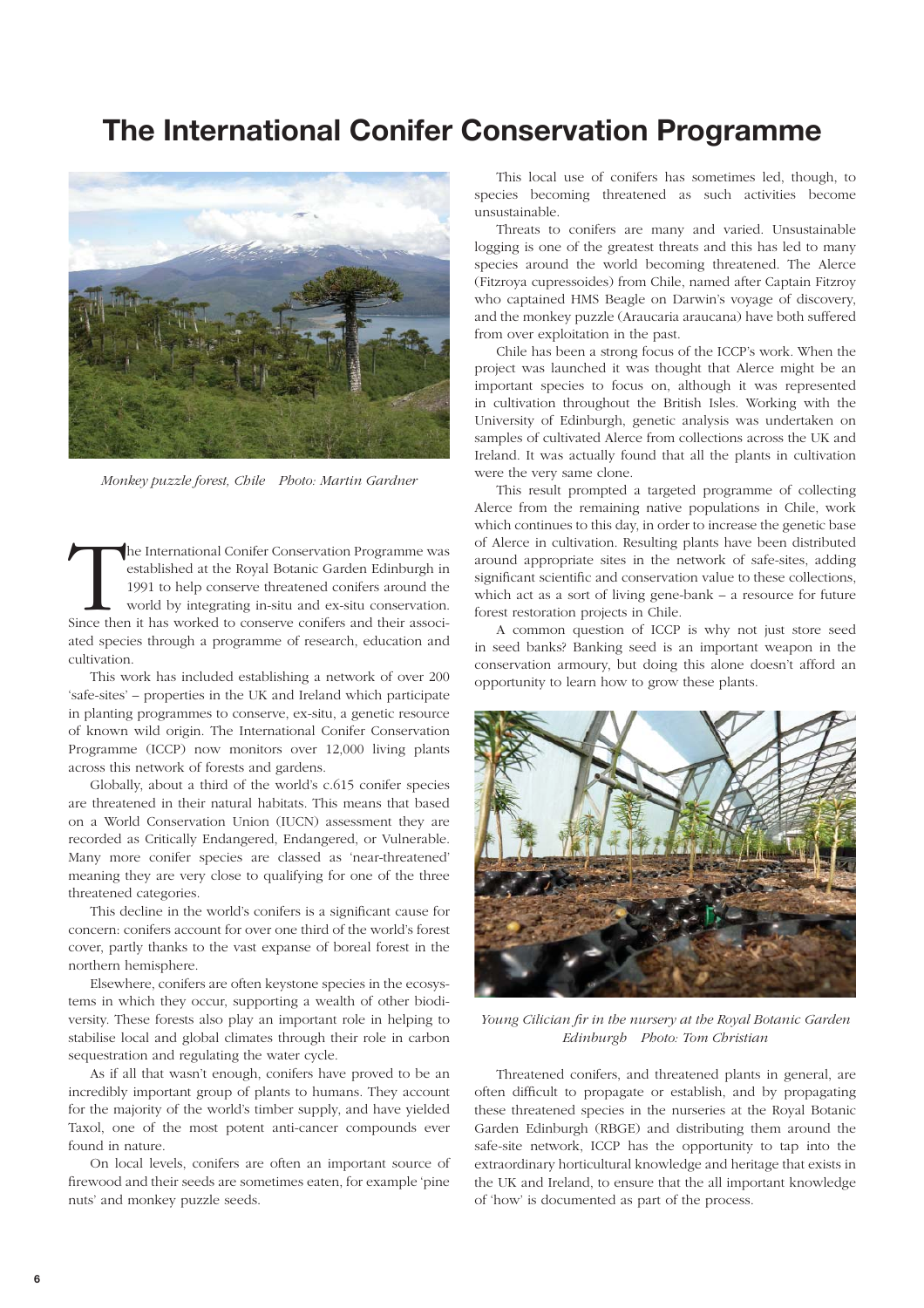# The International Conifer Conservation Programme

*Monkey puzzle forest, Chile Photo: Martin Gardner*

The International Conifer Conservation Programme was established at the Royal Botanic Garden Edinburgh in 1991 to help conserve threatened conifers around the world by integrating in-situ and ex-situ conservation. Since then it has worked to conserve conifers and their associated species through a programme of research, education and cultivation.

This work has included establishing a network of over 200 'safe-sites' – properties in the UK and Ireland which participate in planting programmes to conserve, ex-situ, a genetic resource of known wild origin. The International Conifer Conservation Programme (ICCP) now monitors over 12,000 living plants across this network of forests and gardens.

Globally, about a third of the world's c.615 conifer species are threatened in their natural habitats. This means that based on a World Conservation Union (IUCN) assessment they are recorded as Critically Endangered, Endangered, or Vulnerable. Many more conifer species are classed as 'near-threatened' meaning they are very close to qualifying for one of the three threatened categories.

This decline in the world's conifers is a significant cause for concern: conifers account for over one third of the world's forest cover, partly thanks to the vast expanse of boreal forest in the northern hemisphere.

Elsewhere, conifers are often keystone species in the ecosystems in which they occur, supporting a wealth of other biodiversity. These forests also play an important role in helping to stabilise local and global climates through their role in carbon sequestration and regulating the water cycle.

As if all that wasn't enough, conifers have proved to be an incredibly important group of plants to humans. They account for the majority of the world's timber supply, and have yielded Taxol, one of the most potent anti-cancer compounds ever found in nature.

On local levels, conifers are often an important source of firewood and their seeds are sometimes eaten, for example 'pine nuts' and monkey puzzle seeds.

This local use of conifers has sometimes led, though, to species becoming threatened as such activities become unsustainable.

Threats to conifers are many and varied. Unsustainable logging is one of the greatest threats and this has led to many species around the world becoming threatened. The Alerce (Fitzroya cupressoides) from Chile, named after Captain Fitzroy who captained HMS Beagle on Darwin's voyage of discovery, and the monkey puzzle (Araucaria araucana) have both suffered from over exploitation in the past.

Chile has been a strong focus of the ICCP's work. When the project was launched it was thought that Alerce might be an important species to focus on, although it was represented in cultivation throughout the British Isles. Working with the University of Edinburgh, genetic analysis was undertaken on samples of cultivated Alerce from collections across the UK and Ireland. It was actually found that all the plants in cultivation were the very same clone.

This result prompted a targeted programme of collecting Alerce from the remaining native populations in Chile, work which continues to this day, in order to increase the genetic base of Alerce in cultivation. Resulting plants have been distributed around appropriate sites in the network of safe-sites, adding significant scientific and conservation value to these collections, which act as a sort of living gene-bank – a resource for future forest restoration projects in Chile.

A common question of ICCP is why not just store seed in seed banks? Banking seed is an important weapon in the conservation armoury, but doing this alone doesn't afford an opportunity to learn how to grow these plants.

*Young Cilician fir in the nursery at the Royal Botanic Garden Edinburgh Photo: Tom Christian*

Threatened conifers, and threatened plants in general, are often difficult to propagate or establish, and by propagating these threatened species in the nurseries at the Royal Botanic Garden Edinburgh (RBGE) and distributing them around the safe-site network, ICCP has the opportunity to tap into the extraordinary horticultural knowledge and heritage that exists in the UK and Ireland, to ensure that the all important knowledge of 'how' is documented as part of the process.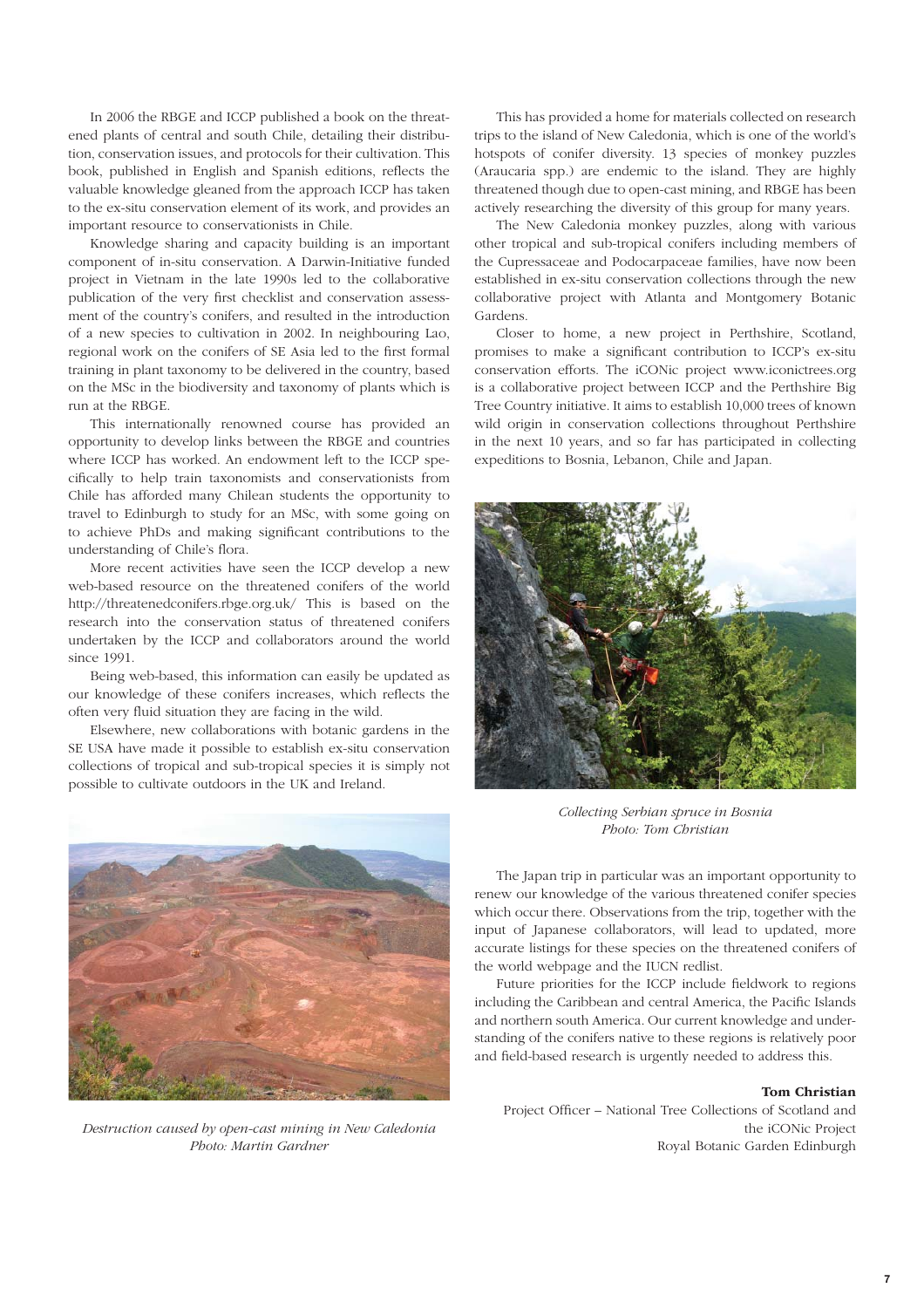In 2006 the RBGE and ICCP published a book on the threatened plants of central and south Chile, detailing their distribution, conservation issues, and protocols for their cultivation. This book, published in English and Spanish editions, reflects the valuable knowledge gleaned from the approach ICCP has taken to the ex-situ conservation element of its work, and provides an important resource to conservationists in Chile.

Knowledge sharing and capacity building is an important component of in-situ conservation. A Darwin-Initiative funded project in Vietnam in the late 1990s led to the collaborative publication of the very first checklist and conservation assessment of the country's conifers, and resulted in the introduction of a new species to cultivation in 2002. In neighbouring Lao, regional work on the conifers of SE Asia led to the first formal training in plant taxonomy to be delivered in the country, based on the MSc in the biodiversity and taxonomy of plants which is run at the RBGE.

This internationally renowned course has provided an opportunity to develop links between the RBGE and countries where ICCP has worked. An endowment left to the ICCP specifically to help train taxonomists and conservationists from Chile has afforded many Chilean students the opportunity to travel to Edinburgh to study for an MSc, with some going on to achieve PhDs and making significant contributions to the understanding of Chile's flora.

More recent activities have seen the ICCP develop a new web-based resource on the threatened conifers of the world http://threatenedconifers.rbge.org.uk/ This is based on the research into the conservation status of threatened conifers undertaken by the ICCP and collaborators around the world since 1991.

Being web-based, this information can easily be updated as our knowledge of these conifers increases, which reflects the often very fluid situation they are facing in the wild.

Elsewhere, new collaborations with botanic gardens in the SE USA have made it possible to establish ex-situ conservation collections of tropical and sub-tropical species it is simply not possible to cultivate outdoors in the UK and Ireland.

*Destruction caused by open-cast mining in New Caledonia*
*Photo: Martin Gardner*

This has provided a home for materials collected on research trips to the island of New Caledonia, which is one of the world's hotspots of conifer diversity. 13 species of monkey puzzles (Araucaria spp.) are endemic to the island. They are highly threatened though due to open-cast mining, and RBGE has been actively researching the diversity of this group for many years.

The New Caledonia monkey puzzles, along with various other tropical and sub-tropical conifers including members of the Cupressaceae and Podocarpaceae families, have now been established in ex-situ conservation collections through the new collaborative project with Atlanta and Montgomery Botanic Gardens.

Closer to home, a new project in Perthshire, Scotland, promises to make a significant contribution to ICCP's ex-situ conservation efforts. The iCONic project www.iconictrees.org is a collaborative project between ICCP and the Perthshire Big Tree Country initiative. It aims to establish 10,000 trees of known wild origin in conservation collections throughout Perthshire in the next 10 years, and so far has participated in collecting expeditions to Bosnia, Lebanon, Chile and Japan.

*Collecting Serbian spruce in Bosnia*
*Photo: Tom Christian*

The Japan trip in particular was an important opportunity to renew our knowledge of the various threatened conifer species which occur there. Observations from the trip, together with the input of Japanese collaborators, will lead to updated, more accurate listings for these species on the threatened conifers of the world webpage and the IUCN redlist.

Future priorities for the ICCP include fieldwork to regions including the Caribbean and central America, the Pacific Islands and northern south America. Our current knowledge and understanding of the conifers native to these regions is relatively poor and field-based research is urgently needed to address this.

**Tom Christian**
Project Officer – National Tree Collections of Scotland and the iCONic Project
Royal Botanic Garden Edinburgh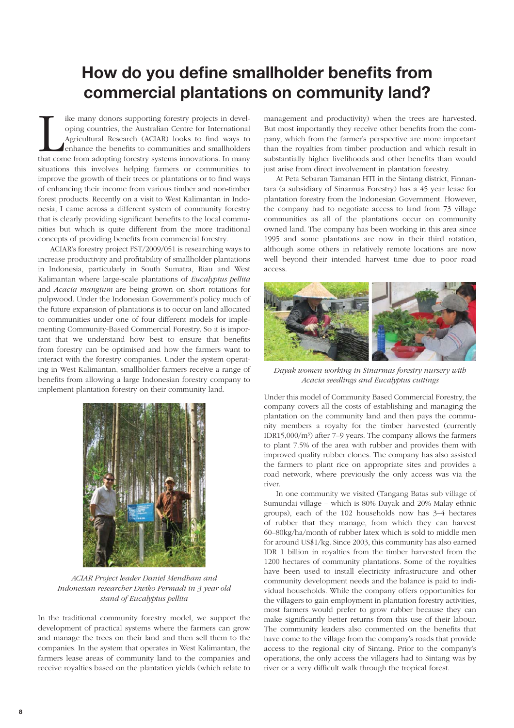# How do you define smallholder benefits from commercial plantations on community land?

Like many donors supporting forestry projects in developing countries, the Australian Centre for International Agricultural Research (ACIAR) looks to find ways to enhance the benefits to communities and smallholders that come from adopting forestry systems innovations. In many situations this involves helping farmers or communities to improve the growth of their trees or plantations or to find ways of enhancing their income from various timber and non-timber forest products. Recently on a visit to West Kalimantan in Indonesia, I came across a different system of community forestry that is clearly providing significant benefits to the local communities but which is quite different from the more traditional concepts of providing benefits from commercial forestry.

ACIAR's forestry project FST/2009/051 is researching ways to increase productivity and profitability of smallholder plantations in Indonesia, particularly in South Sumatra, Riau and West Kalimantan where large-scale plantations of *Eucalyptus pellita* and *Acacia mangium* are being grown on short rotations for pulpwood. Under the Indonesian Government's policy much of the future expansion of plantations is to occur on land allocated to communities under one of four different models for implementing Community-Based Commercial Forestry. So it is important that we understand how best to ensure that benefits from forestry can be optimised and how the farmers want to interact with the forestry companies. Under the system operating in West Kalimantan, smallholder farmers receive a range of benefits from allowing a large Indonesian forestry company to implement plantation forestry on their community land.

*ACIAR Project leader Daniel Mendham and Indonesian researcher Dwiko Permadi in 3 year old stand of Eucalyptus pellita*

In the traditional community forestry model, we support the development of practical systems where the farmers can grow and manage the trees on their land and then sell them to the companies. In the system that operates in West Kalimantan, the farmers lease areas of community land to the companies and receive royalties based on the plantation yields (which relate to management and productivity) when the trees are harvested. But most importantly they receive other benefits from the company, which from the farmer's perspective are more important than the royalties from timber production and which result in substantially higher livelihoods and other benefits than would just arise from direct involvement in plantation forestry.

At Peta Sebaran Tamanan HTI in the Sintang district, Finnantara (a subsidiary of Sinarmas Forestry) has a 45 year lease for plantation forestry from the Indonesian Government. However, the company had to negotiate access to land from 73 village communities as all of the plantations occur on community owned land. The company has been working in this area since 1995 and some plantations are now in their third rotation, although some others in relatively remote locations are now well beyond their intended harvest time due to poor road access.

*Dayak women working in Sinarmas forestry nursery with Acacia seedlings and Eucalyptus cuttings*

Under this model of Community Based Commercial Forestry, the company covers all the costs of establishing and managing the plantation on the community land and then pays the community members a royalty for the timber harvested (currently IDR15,000/$m^3$) after 7–9 years. The company allows the farmers to plant 7.5% of the area with rubber and provides them with improved quality rubber clones. The company has also assisted the farmers to plant rice on appropriate sites and provides a road network, where previously the only access was via the river.

In one community we visited (Tangang Batas sub village of Sumundai village – which is 80% Dayak and 20% Malay ethnic groups), each of the 102 households now has 3–4 hectares of rubber that they manage, from which they can harvest 60–80kg/ha/month of rubber latex which is sold to middle men for around US$1/kg. Since 2003, this community has also earned IDR 1 billion in royalties from the timber harvested from the 1200 hectares of community plantations. Some of the royalties have been used to install electricity infrastructure and other community development needs and the balance is paid to individual households. While the company offers opportunities for the villagers to gain employment in plantation forestry activities, most farmers would prefer to grow rubber because they can make significantly better returns from this use of their labour. The community leaders also commented on the benefits that have come to the village from the company's roads that provide access to the regional city of Sintang. Prior to the company's operations, the only access the villagers had to Sintang was by river or a very difficult walk through the tropical forest.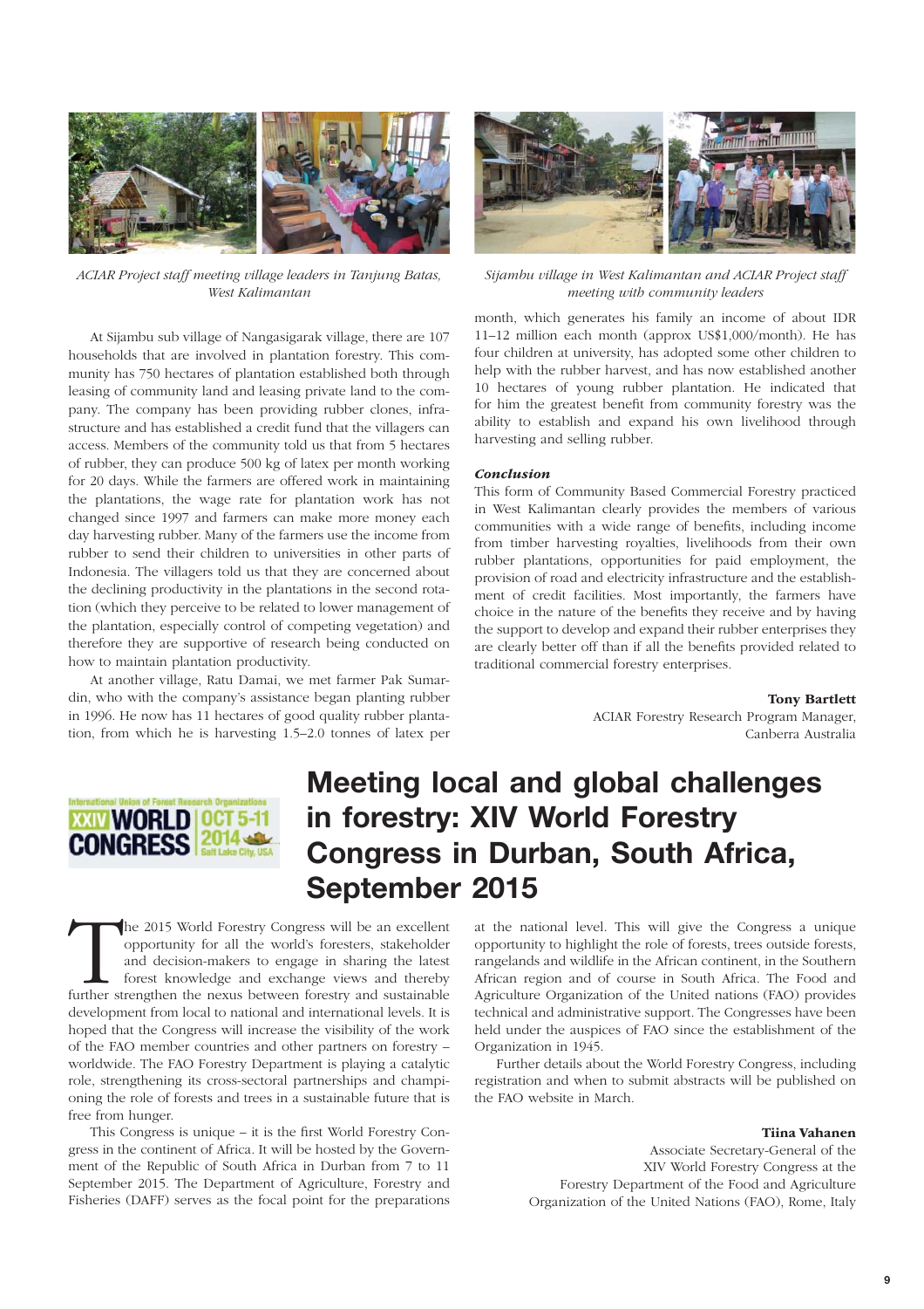*ACIAR Project staff meeting village leaders in Tanjung Batas, West Kalimantan*

*Sijambu village in West Kalimantan and ACIAR Project staff meeting with community leaders*

At Sijambu sub village of Nangasigarak village, there are 107 households that are involved in plantation forestry. This community has 750 hectares of plantation established both through leasing of community land and leasing private land to the company. The company has been providing rubber clones, infrastructure and has established a credit fund that the villagers can access. Members of the community told us that from 5 hectares of rubber, they can produce 500 kg of latex per month working for 20 days. While the farmers are offered work in maintaining the plantations, the wage rate for plantation work has not changed since 1997 and farmers can make more money each day harvesting rubber. Many of the farmers use the income from rubber to send their children to universities in other parts of Indonesia. The villagers told us that they are concerned about the declining productivity in the plantations in the second rotation (which they perceive to be related to lower management of the plantation, especially control of competing vegetation) and therefore they are supportive of research being conducted on how to maintain plantation productivity.

At another village, Ratu Damai, we met farmer Pak Sumardin, who with the company's assistance began planting rubber in 1996. He now has 11 hectares of good quality rubber plantation, from which he is harvesting 1.5–2.0 tonnes of latex per month, which generates his family an income of about IDR 11–12 million each month (approx US$1,000/month). He has four children at university, has adopted some other children to help with the rubber harvest, and has now established another 10 hectares of young rubber plantation. He indicated that for him the greatest benefit from community forestry was the ability to establish and expand his own livelihood through harvesting and selling rubber.

***Conclusion***

This form of Community Based Commercial Forestry practiced in West Kalimantan clearly provides the members of various communities with a wide range of benefits, including income from timber harvesting royalties, livelihoods from their own rubber plantations, opportunities for paid employment, the provision of road and electricity infrastructure and the establishment of credit facilities. Most importantly, the farmers have choice in the nature of the benefits they receive and by having the support to develop and expand their rubber enterprises they are clearly better off than if all the benefits provided related to traditional commercial forestry enterprises.

**Tony Bartlett**
ACIAR Forestry Research Program Manager,
Canberra Australia

# Meeting local and global challenges in forestry: XIV World Forestry Congress in Durban, South Africa, September 2015

The 2015 World Forestry Congress will be an excellent opportunity for all the world's foresters, stakeholder and decision-makers to engage in sharing the latest forest knowledge and exchange views and thereby further strengthen the nexus between forestry and sustainable development from local to national and international levels. It is hoped that the Congress will increase the visibility of the work of the FAO member countries and other partners on forestry – worldwide. The FAO Forestry Department is playing a catalytic role, strengthening its cross-sectoral partnerships and championing the role of forests and trees in a sustainable future that is free from hunger.

This Congress is unique – it is the first World Forestry Congress in the continent of Africa. It will be hosted by the Government of the Republic of South Africa in Durban from 7 to 11 September 2015. The Department of Agriculture, Forestry and Fisheries (DAFF) serves as the focal point for the preparations at the national level. This will give the Congress a unique opportunity to highlight the role of forests, trees outside forests, rangelands and wildlife in the African continent, in the Southern African region and of course in South Africa. The Food and Agriculture Organization of the United nations (FAO) provides technical and administrative support. The Congresses have been held under the auspices of FAO since the establishment of the Organization in 1945.

Further details about the World Forestry Congress, including registration and when to submit abstracts will be published on the FAO website in March.

**Tiina Vahanen**
Associate Secretary-General of the
XIV World Forestry Congress at the
Forestry Department of the Food and Agriculture
Organization of the United Nations (FAO), Rome, Italy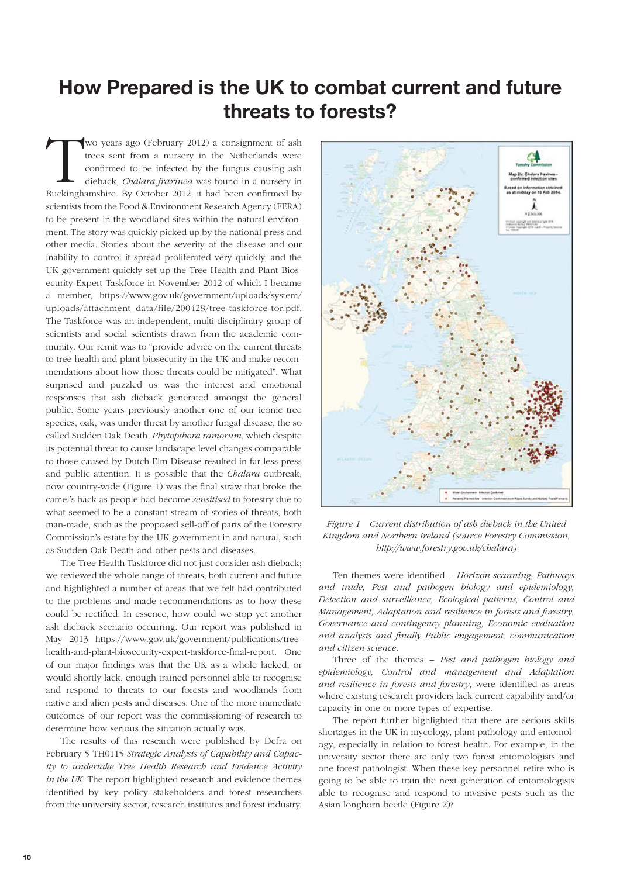# How Prepared is the UK to combat current and future threats to forests?

Two years ago (February 2012) a consignment of ash trees sent from a nursery in the Netherlands were confirmed to be infected by the fungus causing ash dieback, *Chalara fraxinea* was found in a nursery in Buckinghamshire. By October 2012, it had been confirmed by scientists from the Food & Environment Research Agency (FERA) to be present in the woodland sites within the natural environment. The story was quickly picked up by the national press and other media. Stories about the severity of the disease and our inability to control it spread proliferated very quickly, and the UK government quickly set up the Tree Health and Plant Biosecurity Expert Taskforce in November 2012 of which I became a member, https://www.gov.uk/government/uploads/system/uploads/attachment_data/file/200428/tree-taskforce-tor.pdf. The Taskforce was an independent, multi-disciplinary group of scientists and social scientists drawn from the academic community. Our remit was to "provide advice on the current threats to tree health and plant biosecurity in the UK and make recommendations about how those threats could be mitigated". What surprised and puzzled us was the interest and emotional responses that ash dieback generated amongst the general public. Some years previously another one of our iconic tree species, oak, was under threat by another fungal disease, the so called Sudden Oak Death, *Phytopthora ramorum*, which despite its potential threat to cause landscape level changes comparable to those caused by Dutch Elm Disease resulted in far less press and public attention. It is possible that the *Chalara* outbreak, now country-wide (Figure 1) was the final straw that broke the camel's back as people had become *sensitised* to forestry due to what seemed to be a constant stream of stories of threats, both man-made, such as the proposed sell-off of parts of the Forestry Commission's estate by the UK government in and natural, such as Sudden Oak Death and other pests and diseases.

The Tree Health Taskforce did not just consider ash dieback; we reviewed the whole range of threats, both current and future and highlighted a number of areas that we felt had contributed to the problems and made recommendations as to how these could be rectified. In essence, how could we stop yet another ash dieback scenario occurring. Our report was published in May 2013 https://www.gov.uk/government/publications/tree-health-and-plant-biosecurity-expert-taskforce-final-report. One of our major findings was that the UK as a whole lacked, or would shortly lack, enough trained personnel able to recognise and respond to threats to our forests and woodlands from native and alien pests and diseases. One of the more immediate outcomes of our report was the commissioning of research to determine how serious the situation actually was.

The results of this research were published by Defra on February 5 TH0115 *Strategic Analysis of Capability and Capacity to undertake Tree Health Research and Evidence Activity in the UK*. The report highlighted research and evidence themes identified by key policy stakeholders and forest researchers from the university sector, research institutes and forest industry.

*Figure 1 Current distribution of ash dieback in the United Kingdom and Northern Ireland (source Forestry Commission, http://www.forestry.gov.uk/chalara)*

Ten themes were identified – *Horizon scanning, Pathways and trade, Pest and pathogen biology and epidemiology, Detection and surveillance, Ecological patterns, Control and Management, Adaptation and resilience in forests and forestry, Governance and contingency planning, Economic evaluation and analysis and finally Public engagement, communication and citizen science.*

Three of the themes – *Pest and pathogen biology and epidemiology, Control and management and Adaptation and resilience in forests and forestry*, were identified as areas where existing research providers lack current capability and/or capacity in one or more types of expertise.

The report further highlighted that there are serious skills shortages in the UK in mycology, plant pathology and entomology, especially in relation to forest health. For example, in the university sector there are only two forest entomologists and one forest pathologist. When these key personnel retire who is going to be able to train the next generation of entomologists able to recognise and respond to invasive pests such as the Asian longhorn beetle (Figure 2)?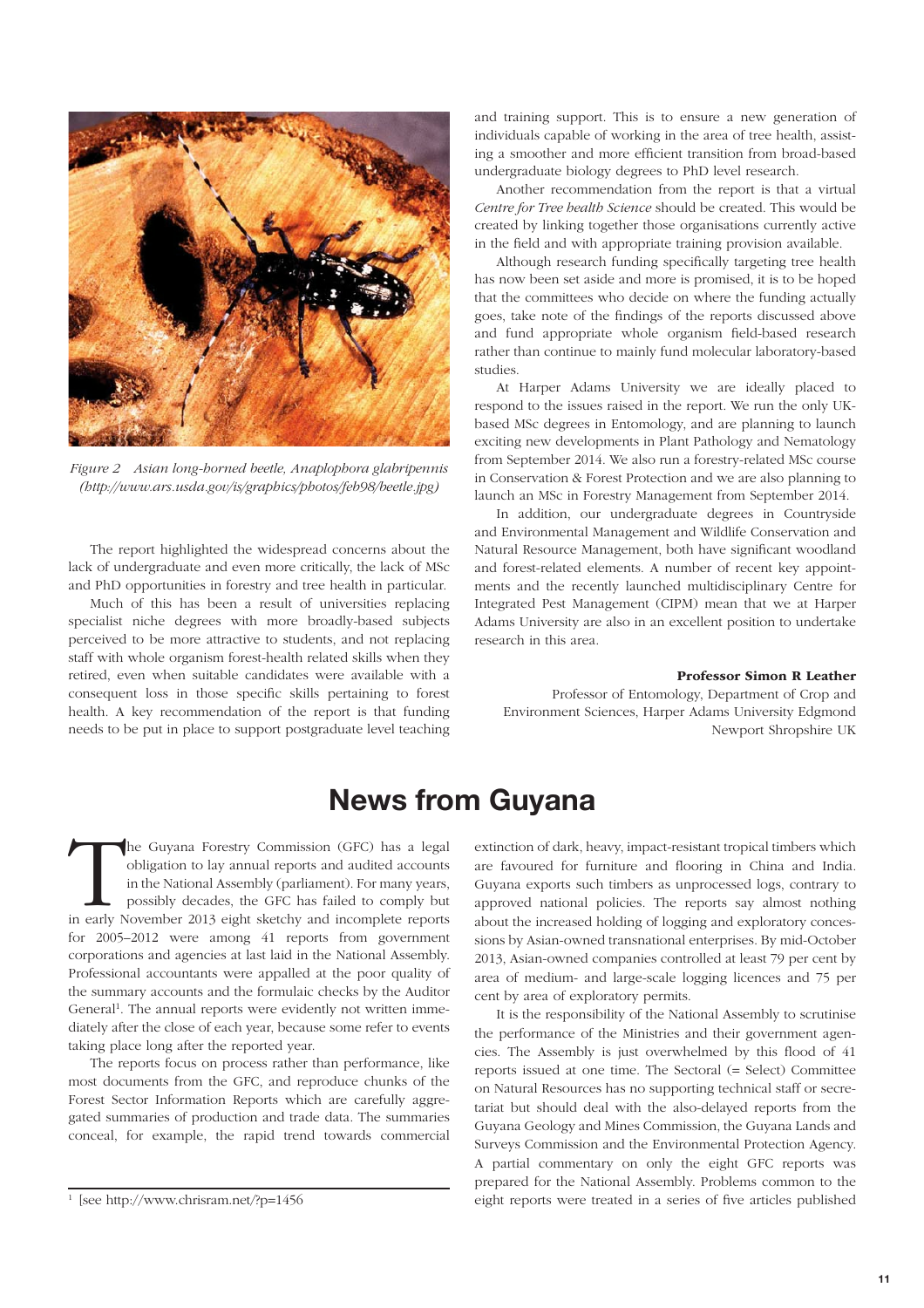*Figure 2 Asian long-horned beetle, Anaplophora glabripennis (http://www.ars.usda.gov/is/graphics/photos/feb98/beetle.jpg)*

The report highlighted the widespread concerns about the lack of undergraduate and even more critically, the lack of MSc and PhD opportunities in forestry and tree health in particular.

Much of this has been a result of universities replacing specialist niche degrees with more broadly-based subjects perceived to be more attractive to students, and not replacing staff with whole organism forest-health related skills when they retired, even when suitable candidates were available with a consequent loss in those specific skills pertaining to forest health. A key recommendation of the report is that funding needs to be put in place to support postgraduate level teaching and training support. This is to ensure a new generation of individuals capable of working in the area of tree health, assisting a smoother and more efficient transition from broad-based undergraduate biology degrees to PhD level research.

Another recommendation from the report is that a virtual *Centre for Tree health Science* should be created. This would be created by linking together those organisations currently active in the field and with appropriate training provision available.

Although research funding specifically targeting tree health has now been set aside and more is promised, it is to be hoped that the committees who decide on where the funding actually goes, take note of the findings of the reports discussed above and fund appropriate whole organism field-based research rather than continue to mainly fund molecular laboratory-based studies.

At Harper Adams University we are ideally placed to respond to the issues raised in the report. We run the only UK-based MSc degrees in Entomology, and are planning to launch exciting new developments in Plant Pathology and Nematology from September 2014. We also run a forestry-related MSc course in Conservation & Forest Protection and we are also planning to launch an MSc in Forestry Management from September 2014.

In addition, our undergraduate degrees in Countryside and Environmental Management and Wildlife Conservation and Natural Resource Management, both have significant woodland and forest-related elements. A number of recent key appointments and the recently launched multidisciplinary Centre for Integrated Pest Management (CIPM) mean that we at Harper Adams University are also in an excellent position to undertake research in this area.

**Professor Simon R Leather**
Professor of Entomology, Department of Crop and Environment Sciences, Harper Adams University Edgmond Newport Shropshire UK

# News from Guyana

The Guyana Forestry Commission (GFC) has a legal obligation to lay annual reports and audited accounts in the National Assembly (parliament). For many years, possibly decades, the GFC has failed to comply but in early November 2013 eight sketchy and incomplete reports for 2005–2012 were among 41 reports from government corporations and agencies at last laid in the National Assembly. Professional accountants were appalled at the poor quality of the summary accounts and the formulaic checks by the Auditor General[1]. The annual reports were evidently not written immediately after the close of each year, because some refer to events taking place long after the reported year.

The reports focus on process rather than performance, like most documents from the GFC, and reproduce chunks of the Forest Sector Information Reports which are carefully aggregated summaries of production and trade data. The summaries conceal, for example, the rapid trend towards commercial extinction of dark, heavy, impact-resistant tropical timbers which are favoured for furniture and flooring in China and India. Guyana exports such timbers as unprocessed logs, contrary to approved national policies. The reports say almost nothing about the increased holding of logging and exploratory concessions by Asian-owned transnational enterprises. By mid-October 2013, Asian-owned companies controlled at least 79 per cent by area of medium- and large-scale logging licences and 75 per cent by area of exploratory permits.

It is the responsibility of the National Assembly to scrutinise the performance of the Ministries and their government agencies. The Assembly is just overwhelmed by this flood of 41 reports issued at one time. The Sectoral (= Select) Committee on Natural Resources has no supporting technical staff or secretariat but should deal with the also-delayed reports from the Guyana Geology and Mines Commission, the Guyana Lands and Surveys Commission and the Environmental Protection Agency. A partial commentary on only the eight GFC reports was prepared for the National Assembly. Problems common to the eight reports were treated in a series of five articles published

[1] [see http://www.chrisram.net/?p=1456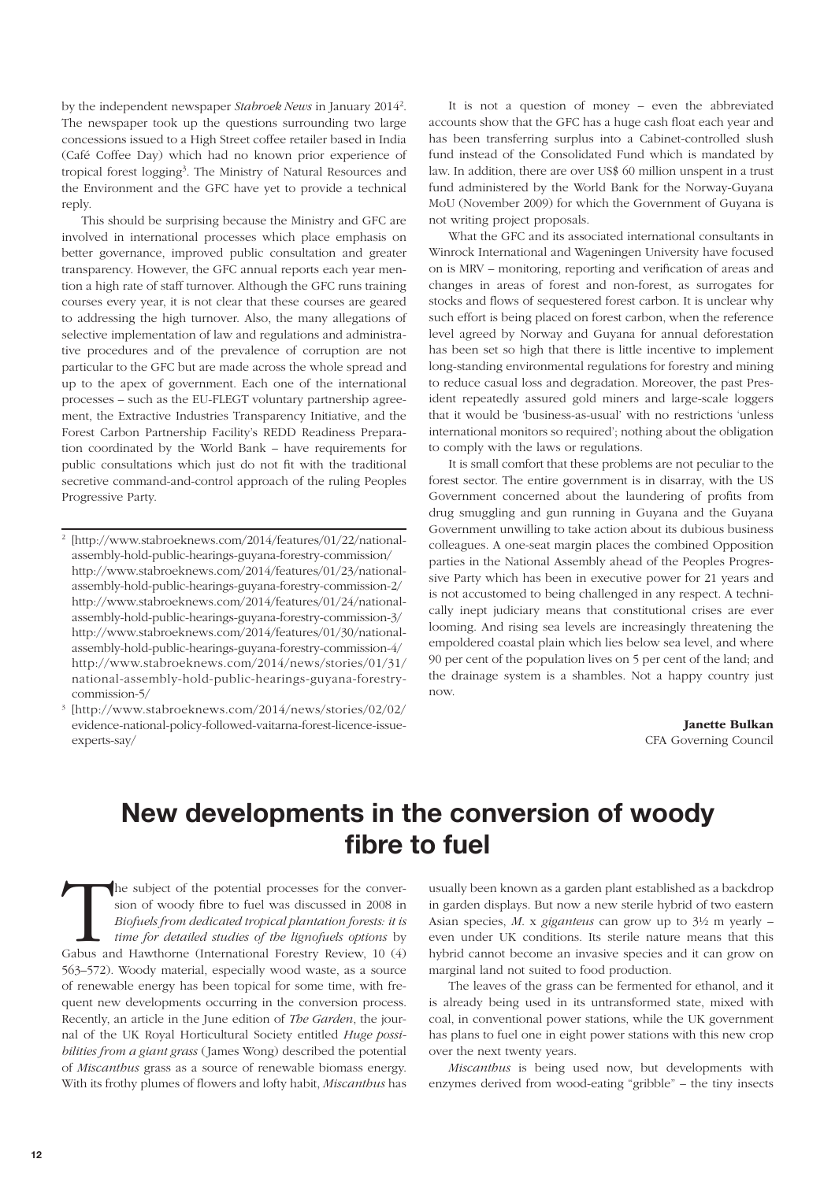by the independent newspaper *Stabroek News* in January 2014[2]. The newspaper took up the questions surrounding two large concessions issued to a High Street coffee retailer based in India (Café Coffee Day) which had no known prior experience of tropical forest logging[3]. The Ministry of Natural Resources and the Environment and the GFC have yet to provide a technical reply.

This should be surprising because the Ministry and GFC are involved in international processes which place emphasis on better governance, improved public consultation and greater transparency. However, the GFC annual reports each year mention a high rate of staff turnover. Although the GFC runs training courses every year, it is not clear that these courses are geared to addressing the high turnover. Also, the many allegations of selective implementation of law and regulations and administrative procedures and of the prevalence of corruption are not particular to the GFC but are made across the whole spread and up to the apex of government. Each one of the international processes – such as the EU-FLEGT voluntary partnership agreement, the Extractive Industries Transparency Initiative, and the Forest Carbon Partnership Facility's REDD Readiness Preparation coordinated by the World Bank – have requirements for public consultations which just do not fit with the traditional secretive command-and-control approach of the ruling Peoples Progressive Party.

It is not a question of money – even the abbreviated accounts show that the GFC has a huge cash float each year and has been transferring surplus into a Cabinet-controlled slush fund instead of the Consolidated Fund which is mandated by law. In addition, there are over US$ 60 million unspent in a trust fund administered by the World Bank for the Norway-Guyana MoU (November 2009) for which the Government of Guyana is not writing project proposals.

What the GFC and its associated international consultants in Winrock International and Wageningen University have focused on is MRV – monitoring, reporting and verification of areas and changes in areas of forest and non-forest, as surrogates for stocks and flows of sequestered forest carbon. It is unclear why such effort is being placed on forest carbon, when the reference level agreed by Norway and Guyana for annual deforestation has been set so high that there is little incentive to implement long-standing environmental regulations for forestry and mining to reduce casual loss and degradation. Moreover, the past President repeatedly assured gold miners and large-scale loggers that it would be 'business-as-usual' with no restrictions 'unless international monitors so required'; nothing about the obligation to comply with the laws or regulations.

It is small comfort that these problems are not peculiar to the forest sector. The entire government is in disarray, with the US Government concerned about the laundering of profits from drug smuggling and gun running in Guyana and the Guyana Government unwilling to take action about its dubious business colleagues. A one-seat margin places the combined Opposition parties in the National Assembly ahead of the Peoples Progressive Party which has been in executive power for 21 years and is not accustomed to being challenged in any respect. A technically inept judiciary means that constitutional crises are ever looming. And rising sea levels are increasingly threatening the empoldered coastal plain which lies below sea level, and where 90 per cent of the population lives on 5 per cent of the land; and the drainage system is a shambles. Not a happy country just now.

**Janette Bulkan**
CFA Governing Council

[2] [http://www.stabroeknews.com/2014/features/01/22/national-assembly-hold-public-hearings-guyana-forestry-commission/ http://www.stabroeknews.com/2014/features/01/23/national-assembly-hold-public-hearings-guyana-forestry-commission-2/ http://www.stabroeknews.com/2014/features/01/24/national-assembly-hold-public-hearings-guyana-forestry-commission-3/ http://www.stabroeknews.com/2014/features/01/30/national-assembly-hold-public-hearings-guyana-forestry-commission-4/ http://www.stabroeknews.com/2014/news/stories/01/31/national-assembly-hold-public-hearings-guyana-forestry-commission-5/

[3] [http://www.stabroeknews.com/2014/news/stories/02/02/evidence-national-policy-followed-vaitarna-forest-licence-issue-experts-say/

# New developments in the conversion of woody fibre to fuel

The subject of the potential processes for the conversion of woody fibre to fuel was discussed in 2008 in *Biofuels from dedicated tropical plantation forests: it is time for detailed studies of the lignofuels options* by Gabus and Hawthorne (International Forestry Review, 10 (4) 563–572). Woody material, especially wood waste, as a source of renewable energy has been topical for some time, with frequent new developments occurring in the conversion process. Recently, an article in the June edition of *The Garden*, the journal of the UK Royal Horticultural Society entitled *Huge possibilities from a giant grass* (James Wong) described the potential of *Miscanthus* grass as a source of renewable biomass energy. With its frothy plumes of flowers and lofty habit, *Miscanthus* has usually been known as a garden plant established as a backdrop in garden displays. But now a new sterile hybrid of two eastern Asian species, *M.* x *giganteus* can grow up to 3½ m yearly – even under UK conditions. Its sterile nature means that this hybrid cannot become an invasive species and it can grow on marginal land not suited to food production.

The leaves of the grass can be fermented for ethanol, and it is already being used in its untransformed state, mixed with coal, in conventional power stations, while the UK government has plans to fuel one in eight power stations with this new crop over the next twenty years.

*Miscanthus* is being used now, but developments with enzymes derived from wood-eating "gribble" – the tiny insects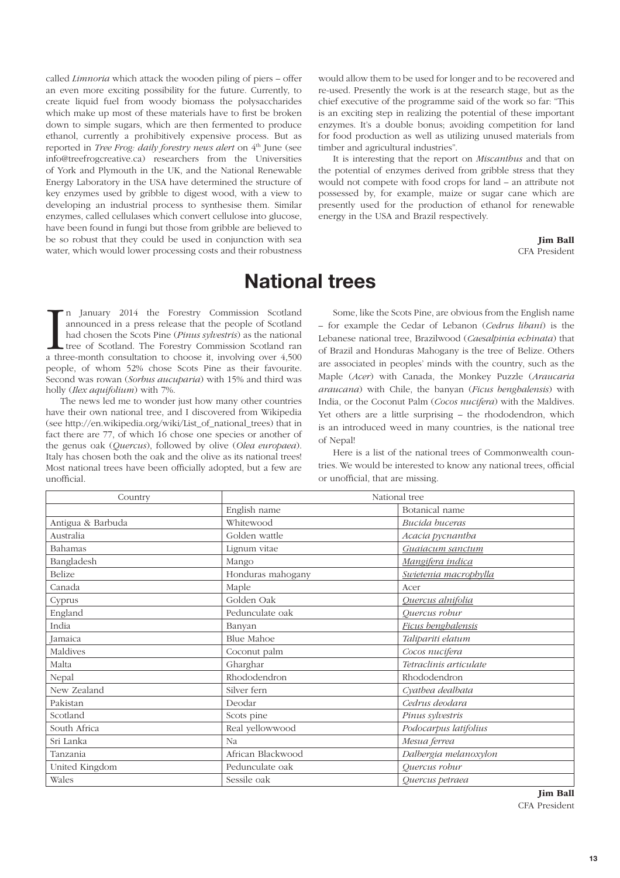called *Limnoria* which attack the wooden piling of piers – offer an even more exciting possibility for the future. Currently, to create liquid fuel from woody biomass the polysaccharides which make up most of these materials have to first be broken down to simple sugars, which are then fermented to produce ethanol, currently a prohibitively expensive process. But as reported in *Tree Frog: daily forestry news alert* on 4th June (see info@treefrogcreative.ca) researchers from the Universities of York and Plymouth in the UK, and the National Renewable Energy Laboratory in the USA have determined the structure of key enzymes used by gribble to digest wood, with a view to developing an industrial process to synthesise them. Similar enzymes, called cellulases which convert cellulose into glucose, have been found in fungi but those from gribble are believed to be so robust that they could be used in conjunction with sea water, which would lower processing costs and their robustness would allow them to be used for longer and to be recovered and re-used. Presently the work is at the research stage, but as the chief executive of the programme said of the work so far: "This is an exciting step in realizing the potential of these important enzymes. It's a double bonus; avoiding competition for land for food production as well as utilizing unused materials from timber and agricultural industries".

It is interesting that the report on *Miscanthus* and that on the potential of enzymes derived from gribble stress that they would not compete with food crops for land – an attribute not possessed by, for example, maize or sugar cane which are presently used for the production of ethanol for renewable energy in the USA and Brazil respectively.

**Jim Ball**
CFA President

# National trees

In January 2014 the Forestry Commission Scotland announced in a press release that the people of Scotland had chosen the Scots Pine (*Pinus sylvestris*) as the national tree of Scotland. The Forestry Commission Scotland ran a three-month consultation to choose it, involving over 4,500 people, of whom 52% chose Scots Pine as their favourite. Second was rowan (*Sorbus aucuparia*) with 15% and third was holly (*Ilex aquifolium*) with 7%.

The news led me to wonder just how many other countries have their own national tree, and I discovered from Wikipedia (see http://en.wikipedia.org/wiki/List_of_national_trees) that in fact there are 77, of which 16 chose one species or another of the genus oak (*Quercus*), followed by olive (*Olea europaea*). Italy has chosen both the oak and the olive as its national trees! Most national trees have been officially adopted, but a few are unofficial.

Some, like the Scots Pine, are obvious from the English name – for example the Cedar of Lebanon (*Cedrus libani*) is the Lebanese national tree, Brazilwood (*Caesalpinia echinata*) that of Brazil and Honduras Mahogany is the tree of Belize. Others are associated in peoples' minds with the country, such as the Maple (*Acer*) with Canada, the Monkey Puzzle (*Araucaria araucana*) with Chile, the banyan (*Ficus benghalensis*) with India, or the Coconut Palm (*Cocos nucifera*) with the Maldives. Yet others are a little surprising – the rhododendron, which is an introduced weed in many countries, is the national tree of Nepal!

Here is a list of the national trees of Commonwealth countries. We would be interested to know any national trees, official or unofficial, that are missing.

| Country | National tree | |
|---|---|---|
| | English name | Botanical name |
| Antigua & Barbuda | Whitewood | *Bucida buceras* |
| Australia | Golden wattle | *Acacia pycnantha* |
| Bahamas | Lignum vitae | *Guaiacum sanctum* |
| Bangladesh | Mango | *Mangifera indica* |
| Belize | Honduras mahogany | *Swietenia macrophylla* |
| Canada | Maple | Acer |
| Cyprus | Golden Oak | *Quercus alnifolia* |
| England | Pedunculate oak | *Quercus robur* |
| India | Banyan | *Ficus benghalensis* |
| Jamaica | Blue Mahoe | *Talipariti elatum* |
| Maldives | Coconut palm | *Cocos nucifera* |
| Malta | Gharghar | *Tetraclinis articulate* |
| Nepal | Rhododendron | Rhododendron |
| New Zealand | Silver fern | *Cyathea dealbata* |
| Pakistan | Deodar | *Cedrus deodara* |
| Scotland | Scots pine | *Pinus sylvestris* |
| South Africa | Real yellowwood | *Podocarpus latifolius* |
| Sri Lanka | Na | *Mesua ferrea* |
| Tanzania | African Blackwood | *Dalbergia melanoxylon* |
| United Kingdom | Pedunculate oak | *Quercus robur* |
| Wales | Sessile oak | *Quercus petraea* |

**Jim Ball**
CFA President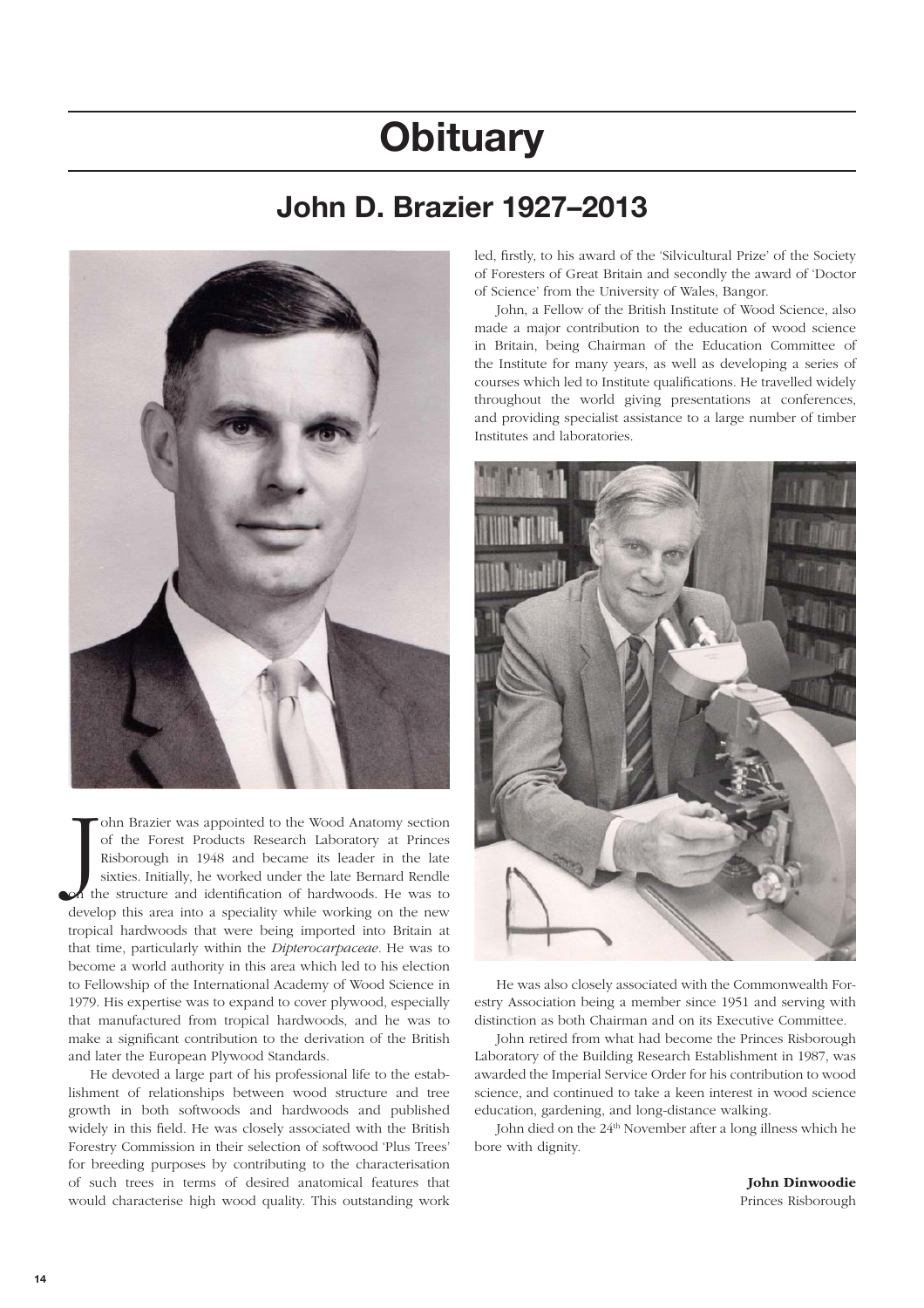# Obituary

## John D. Brazier 1927–2013

John Brazier was appointed to the Wood Anatomy section of the Forest Products Research Laboratory at Princes Risborough in 1948 and became its leader in the late sixties. Initially, he worked under the late Bernard Rendle on the structure and identification of hardwoods. He was to develop this area into a speciality while working on the new tropical hardwoods that were being imported into Britain at that time, particularly within the *Dipterocarpaceae*. He was to become a world authority in this area which led to his election to Fellowship of the International Academy of Wood Science in 1979. His expertise was to expand to cover plywood, especially that manufactured from tropical hardwoods, and he was to make a significant contribution to the derivation of the British and later the European Plywood Standards.

He devoted a large part of his professional life to the establishment of relationships between wood structure and tree growth in both softwoods and hardwoods and published widely in this field. He was closely associated with the British Forestry Commission in their selection of softwood 'Plus Trees' for breeding purposes by contributing to the characterisation of such trees in terms of desired anatomical features that would characterise high wood quality. This outstanding work led, firstly, to his award of the 'Silvicultural Prize' of the Society of Foresters of Great Britain and secondly the award of 'Doctor of Science' from the University of Wales, Bangor.

John, a Fellow of the British Institute of Wood Science, also made a major contribution to the education of wood science in Britain, being Chairman of the Education Committee of the Institute for many years, as well as developing a series of courses which led to Institute qualifications. He travelled widely throughout the world giving presentations at conferences, and providing specialist assistance to a large number of timber Institutes and laboratories.

He was also closely associated with the Commonwealth Forestry Association being a member since 1951 and serving with distinction as both Chairman and on its Executive Committee.

John retired from what had become the Princes Risborough Laboratory of the Building Research Establishment in 1987, was awarded the Imperial Service Order for his contribution to wood science, and continued to take a keen interest in wood science education, gardening, and long-distance walking.

John died on the 24th November after a long illness which he bore with dignity.

**John Dinwoodie**
Princes Risborough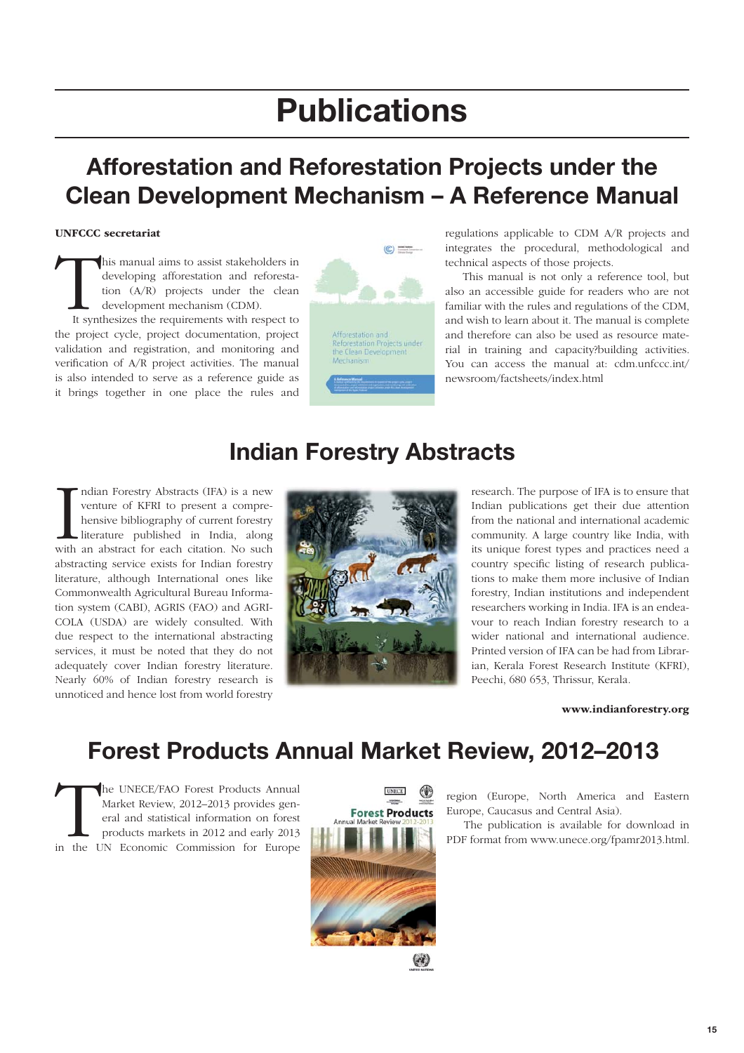# Publications

## Afforestation and Reforestation Projects under the Clean Development Mechanism – A Reference Manual

**UNFCCC secretariat**

This manual aims to assist stakeholders in developing afforestation and reforestation (A/R) projects under the clean development mechanism (CDM).

It synthesizes the requirements with respect to the project cycle, project documentation, project validation and registration, and monitoring and verification of A/R project activities. The manual is also intended to serve as a reference guide as it brings together in one place the rules and regulations applicable to CDM A/R projects and integrates the procedural, methodological and technical aspects of those projects.

This manual is not only a reference tool, but also an accessible guide for readers who are not familiar with the rules and regulations of the CDM, and wish to learn about it. The manual is complete and therefore can also be used as resource material in training and capacity?building activities. You can access the manual at: cdm.unfccc.int/newsroom/factsheets/index.html

## Indian Forestry Abstracts

Indian Forestry Abstracts (IFA) is a new venture of KFRI to present a comprehensive bibliography of current forestry literature published in India, along with an abstract for each citation. No such abstracting service exists for Indian forestry literature, although International ones like Commonwealth Agricultural Bureau Information system (CABI), AGRIS (FAO) and AGRICOLA (USDA) are widely consulted. With due respect to the international abstracting services, it must be noted that they do not adequately cover Indian forestry literature. Nearly 60% of Indian forestry research is unnoticed and hence lost from world forestry research. The purpose of IFA is to ensure that Indian publications get their due attention from the national and international academic community. A large country like India, with its unique forest types and practices need a country specific listing of research publications to make them more inclusive of Indian forestry, Indian institutions and independent researchers working in India. IFA is an endeavour to reach Indian forestry research to a wider national and international audience. Printed version of IFA can be had from Librarian, Kerala Forest Research Institute (KFRI), Peechi, 680 653, Thrissur, Kerala.

**www.indianforestry.org**

## Forest Products Annual Market Review, 2012–2013

The UNECE/FAO Forest Products Annual Market Review, 2012–2013 provides general and statistical information on forest products markets in 2012 and early 2013 in the UN Economic Commission for Europe region (Europe, North America and Eastern Europe, Caucasus and Central Asia).

The publication is available for download in PDF format from www.unece.org/fpamr2013.html.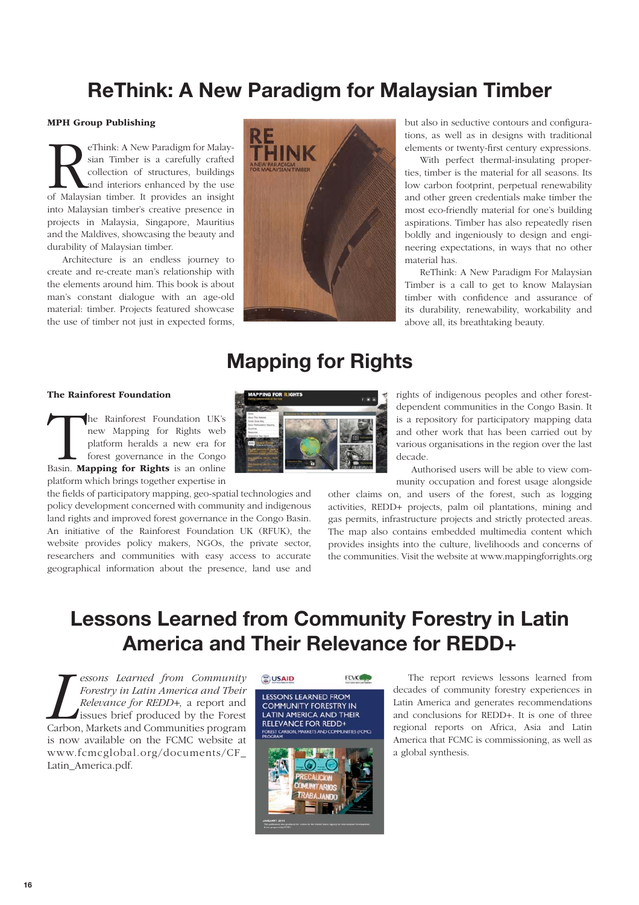# ReThink: A New Paradigm for Malaysian Timber

**MPH Group Publishing**

ReThink: A New Paradigm for Malaysian Timber is a carefully crafted collection of structures, buildings and interiors enhanced by the use of Malaysian timber. It provides an insight into Malaysian timber's creative presence in projects in Malaysia, Singapore, Mauritius and the Maldives, showcasing the beauty and durability of Malaysian timber.

Architecture is an endless journey to create and re-create man's relationship with the elements around him. This book is about man's constant dialogue with an age-old material: timber. Projects featured showcase the use of timber not just in expected forms, but also in seductive contours and configurations, as well as in designs with traditional elements or twenty-first century expressions.

With perfect thermal-insulating properties, timber is the material for all seasons. Its low carbon footprint, perpetual renewability and other green credentials make timber the most eco-friendly material for one's building aspirations. Timber has also repeatedly risen boldly and ingeniously to design and engineering expectations, in ways that no other material has.

ReThink: A New Paradigm For Malaysian Timber is a call to get to know Malaysian timber with confidence and assurance of its durability, renewability, workability and above all, its breathtaking beauty.

# Mapping for Rights

**The Rainforest Foundation**

The Rainforest Foundation UK's new Mapping for Rights web platform heralds a new era for forest governance in the Congo Basin. **Mapping for Rights** is an online platform which brings together expertise in the fields of participatory mapping, geo-spatial technologies and policy development concerned with community and indigenous land rights and improved forest governance in the Congo Basin. An initiative of the Rainforest Foundation UK (RFUK), the website provides policy makers, NGOs, the private sector, researchers and communities with easy access to accurate geographical information about the presence, land use and rights of indigenous peoples and other forest-dependent communities in the Congo Basin. It is a repository for participatory mapping data and other work that has been carried out by various organisations in the region over the last decade.

Authorised users will be able to view community occupation and forest usage alongside other claims on, and users of the forest, such as logging activities, REDD+ projects, palm oil plantations, mining and gas permits, infrastructure projects and strictly protected areas. The map also contains embedded multimedia content which provides insights into the culture, livelihoods and concerns of the communities. Visit the website at www.mappingforrights.org

# Lessons Learned from Community Forestry in Latin America and Their Relevance for REDD+

*Lessons Learned from Community Forestry in Latin America and Their Relevance for REDD+,* a report and issues brief produced by the Forest Carbon, Markets and Communities program is now available on the FCMC website at www.fcmcglobal.org/documents/CF_Latin_America.pdf.

The report reviews lessons learned from decades of community forestry experiences in Latin America and generates recommendations and conclusions for REDD+. It is one of three regional reports on Africa, Asia and Latin America that FCMC is commissioning, as well as a global synthesis.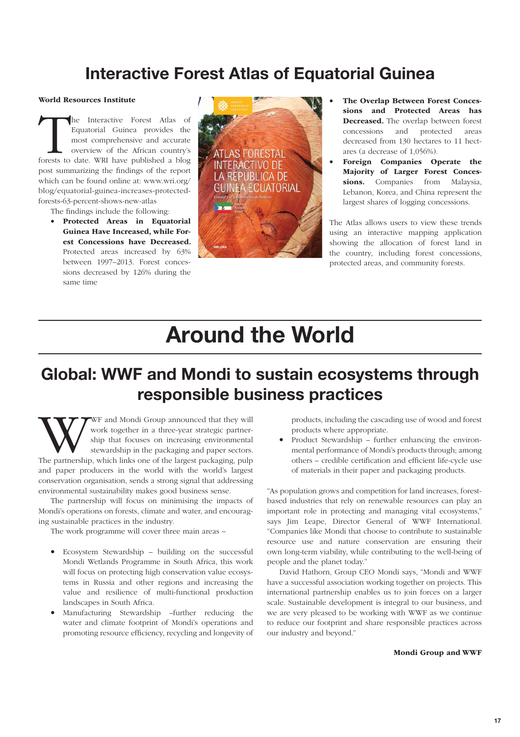# Interactive Forest Atlas of Equatorial Guinea

**World Resources Institute**

The Interactive Forest Atlas of Equatorial Guinea provides the most comprehensive and accurate overview of the African country's forests to date. WRI have published a blog post summarizing the findings of the report which can be found online at: www.wri.org/blog/equatorial-guinea-increases-protected-forests-63-percent-shows-new-atlas

The findings include the following:

- **Protected Areas in Equatorial Guinea Have Increased, while Forest Concessions have Decreased.** Protected areas increased by 63% between 1997–2013. Forest concessions decreased by 126% during the same time
- **The Overlap Between Forest Concessions and Protected Areas has Decreased.** The overlap between forest concessions and protected areas decreased from 130 hectares to 11 hectares (a decrease of 1,056%).
- **Foreign Companies Operate the Majority of Larger Forest Concessions.** Companies from Malaysia, Lebanon, Korea, and China represent the largest shares of logging concessions.

The Atlas allows users to view these trends using an interactive mapping application showing the allocation of forest land in the country, including forest concessions, protected areas, and community forests.

# Around the World

## Global: WWF and Mondi to sustain ecosystems through responsible business practices

WWF and Mondi Group announced that they will work together in a three-year strategic partnership that focuses on increasing environmental stewardship in the packaging and paper sectors. The partnership, which links one of the largest packaging, pulp and paper producers in the world with the world's largest conservation organisation, sends a strong signal that addressing environmental sustainability makes good business sense.

The partnership will focus on minimising the impacts of Mondi's operations on forests, climate and water, and encouraging sustainable practices in the industry.

The work programme will cover three main areas –

- Ecosystem Stewardship – building on the successful Mondi Wetlands Programme in South Africa, this work will focus on protecting high conservation value ecosystems in Russia and other regions and increasing the value and resilience of multi-functional production landscapes in South Africa.
- Manufacturing Stewardship –further reducing the water and climate footprint of Mondi's operations and promoting resource efficiency, recycling and longevity of products, including the cascading use of wood and forest products where appropriate.
- Product Stewardship – further enhancing the environmental performance of Mondi's products through; among others – credible certification and efficient life-cycle use of materials in their paper and packaging products.

"As population grows and competition for land increases, forest-based industries that rely on renewable resources can play an important role in protecting and managing vital ecosystems," says Jim Leape, Director General of WWF International. "Companies like Mondi that choose to contribute to sustainable resource use and nature conservation are ensuring their own long-term viability, while contributing to the well-being of people and the planet today."

David Hathorn, Group CEO Mondi says, "Mondi and WWF have a successful association working together on projects. This international partnership enables us to join forces on a larger scale. Sustainable development is integral to our business, and we are very pleased to be working with WWF as we continue to reduce our footprint and share responsible practices across our industry and beyond."

**Mondi Group and WWF**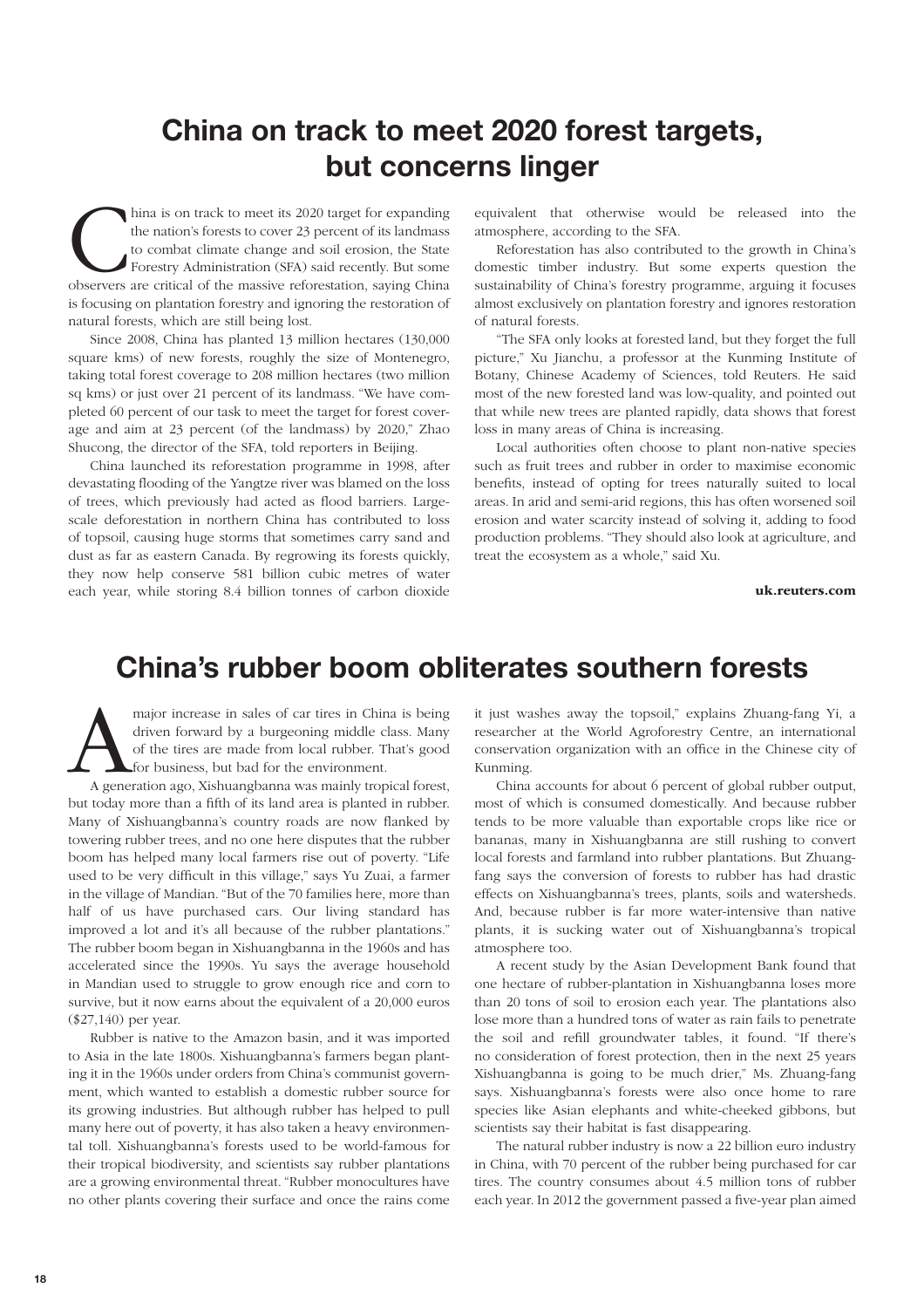# China on track to meet 2020 forest targets, but concerns linger

China is on track to meet its 2020 target for expanding the nation's forests to cover 23 percent of its landmass to combat climate change and soil erosion, the State Forestry Administration (SFA) said recently. But some observers are critical of the massive reforestation, saying China is focusing on plantation forestry and ignoring the restoration of natural forests, which are still being lost.

Since 2008, China has planted 13 million hectares (130,000 square kms) of new forests, roughly the size of Montenegro, taking total forest coverage to 208 million hectares (two million sq kms) or just over 21 percent of its landmass. "We have completed 60 percent of our task to meet the target for forest coverage and aim at 23 percent (of the landmass) by 2020," Zhao Shucong, the director of the SFA, told reporters in Beijing.

China launched its reforestation programme in 1998, after devastating flooding of the Yangtze river was blamed on the loss of trees, which previously had acted as flood barriers. Large-scale deforestation in northern China has contributed to loss of topsoil, causing huge storms that sometimes carry sand and dust as far as eastern Canada. By regrowing its forests quickly, they now help conserve 581 billion cubic metres of water each year, while storing 8.4 billion tonnes of carbon dioxide equivalent that otherwise would be released into the atmosphere, according to the SFA.

Reforestation has also contributed to the growth in China's domestic timber industry. But some experts question the sustainability of China's forestry programme, arguing it focuses almost exclusively on plantation forestry and ignores restoration of natural forests.

"The SFA only looks at forested land, but they forget the full picture," Xu Jianchu, a professor at the Kunming Institute of Botany, Chinese Academy of Sciences, told Reuters. He said most of the new forested land was low-quality, and pointed out that while new trees are planted rapidly, data shows that forest loss in many areas of China is increasing.

Local authorities often choose to plant non-native species such as fruit trees and rubber in order to maximise economic benefits, instead of opting for trees naturally suited to local areas. In arid and semi-arid regions, this has often worsened soil erosion and water scarcity instead of solving it, adding to food production problems. "They should also look at agriculture, and treat the ecosystem as a whole," said Xu.

**uk.reuters.com**

# China's rubber boom obliterates southern forests

A major increase in sales of car tires in China is being driven forward by a burgeoning middle class. Many of the tires are made from local rubber. That's good for business, but bad for the environment.

A generation ago, Xishuangbanna was mainly tropical forest, but today more than a fifth of its land area is planted in rubber. Many of Xishuangbanna's country roads are now flanked by towering rubber trees, and no one here disputes that the rubber boom has helped many local farmers rise out of poverty. "Life used to be very difficult in this village," says Yu Zuai, a farmer in the village of Mandian. "But of the 70 families here, more than half of us have purchased cars. Our living standard has improved a lot and it's all because of the rubber plantations." The rubber boom began in Xishuangbanna in the 1960s and has accelerated since the 1990s. Yu says the average household in Mandian used to struggle to grow enough rice and corn to survive, but it now earns about the equivalent of a 20,000 euros ($27,140) per year.

Rubber is native to the Amazon basin, and it was imported to Asia in the late 1800s. Xishuangbanna's farmers began planting it in the 1960s under orders from China's communist government, which wanted to establish a domestic rubber source for its growing industries. But although rubber has helped to pull many here out of poverty, it has also taken a heavy environmental toll. Xishuangbanna's forests used to be world-famous for their tropical biodiversity, and scientists say rubber plantations are a growing environmental threat. "Rubber monocultures have no other plants covering their surface and once the rains come it just washes away the topsoil," explains Zhuang-fang Yi, a researcher at the World Agroforestry Centre, an international conservation organization with an office in the Chinese city of Kunming.

China accounts for about 6 percent of global rubber output, most of which is consumed domestically. And because rubber tends to be more valuable than exportable crops like rice or bananas, many in Xishuangbanna are still rushing to convert local forests and farmland into rubber plantations. But Zhuang-fang says the conversion of forests to rubber has had drastic effects on Xishuangbanna's trees, plants, soils and watersheds. And, because rubber is far more water-intensive than native plants, it is sucking water out of Xishuangbanna's tropical atmosphere too.

A recent study by the Asian Development Bank found that one hectare of rubber-plantation in Xishuangbanna loses more than 20 tons of soil to erosion each year. The plantations also lose more than a hundred tons of water as rain fails to penetrate the soil and refill groundwater tables, it found. "If there's no consideration of forest protection, then in the next 25 years Xishuangbanna is going to be much drier," Ms. Zhuang-fang says. Xishuangbanna's forests were also once home to rare species like Asian elephants and white-cheeked gibbons, but scientists say their habitat is fast disappearing.

The natural rubber industry is now a 22 billion euro industry in China, with 70 percent of the rubber being purchased for car tires. The country consumes about 4.5 million tons of rubber each year. In 2012 the government passed a five-year plan aimed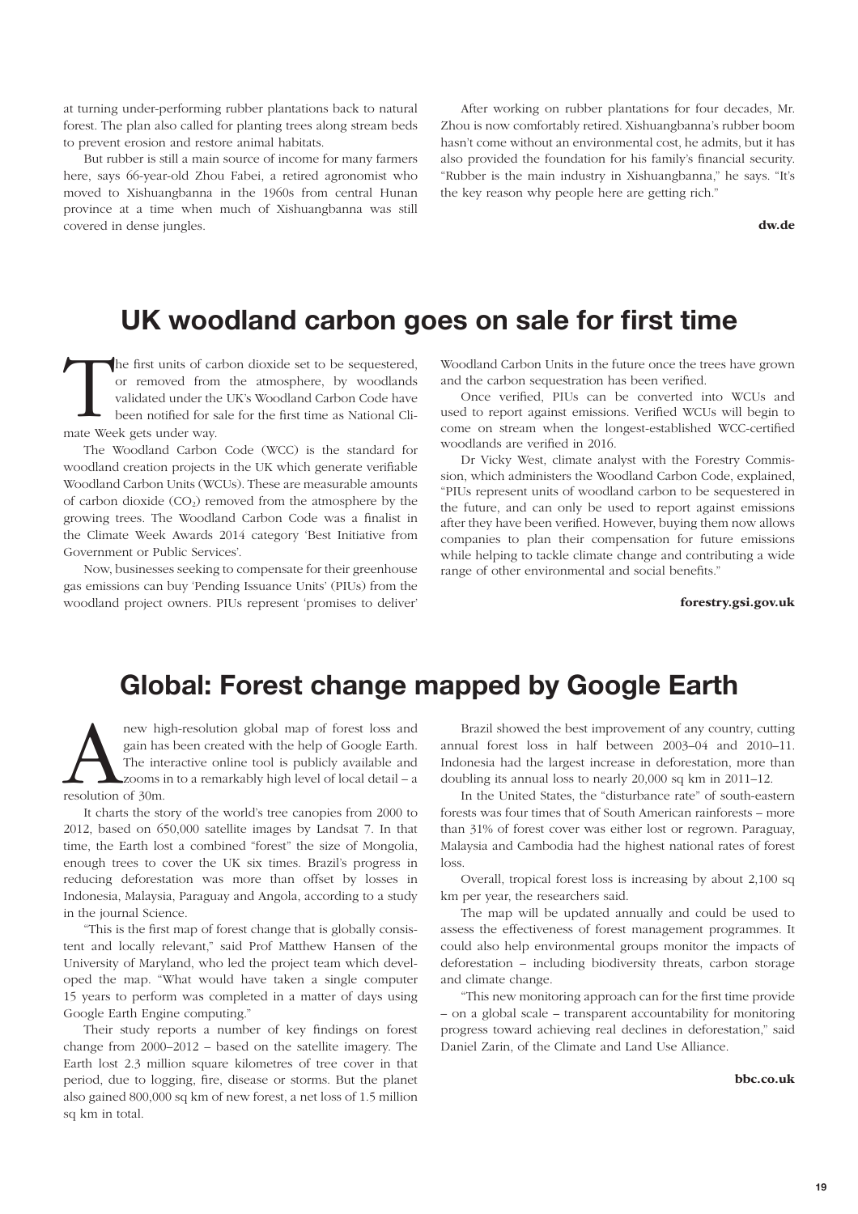at turning under-performing rubber plantations back to natural forest. The plan also called for planting trees along stream beds to prevent erosion and restore animal habitats.

But rubber is still a main source of income for many farmers here, says 66-year-old Zhou Fabei, a retired agronomist who moved to Xishuangbanna in the 1960s from central Hunan province at a time when much of Xishuangbanna was still covered in dense jungles.

After working on rubber plantations for four decades, Mr. Zhou is now comfortably retired. Xishuangbanna's rubber boom hasn't come without an environmental cost, he admits, but it has also provided the foundation for his family's financial security. "Rubber is the main industry in Xishuangbanna," he says. "It's the key reason why people here are getting rich."

**dw.de**

## UK woodland carbon goes on sale for first time

The first units of carbon dioxide set to be sequestered, or removed from the atmosphere, by woodlands validated under the UK's Woodland Carbon Code have been notified for sale for the first time as National Climate Week gets under way.

The Woodland Carbon Code (WCC) is the standard for woodland creation projects in the UK which generate verifiable Woodland Carbon Units (WCUs). These are measurable amounts of carbon dioxide ($CO_2$) removed from the atmosphere by the growing trees. The Woodland Carbon Code was a finalist in the Climate Week Awards 2014 category 'Best Initiative from Government or Public Services'.

Now, businesses seeking to compensate for their greenhouse gas emissions can buy 'Pending Issuance Units' (PIUs) from the woodland project owners. PIUs represent 'promises to deliver' Woodland Carbon Units in the future once the trees have grown and the carbon sequestration has been verified.

Once verified, PIUs can be converted into WCUs and used to report against emissions. Verified WCUs will begin to come on stream when the longest-established WCC-certified woodlands are verified in 2016.

Dr Vicky West, climate analyst with the Forestry Commission, which administers the Woodland Carbon Code, explained, "PIUs represent units of woodland carbon to be sequestered in the future, and can only be used to report against emissions after they have been verified. However, buying them now allows companies to plan their compensation for future emissions while helping to tackle climate change and contributing a wide range of other environmental and social benefits."

**forestry.gsi.gov.uk**

## Global: Forest change mapped by Google Earth

A new high-resolution global map of forest loss and gain has been created with the help of Google Earth. The interactive online tool is publicly available and zooms in to a remarkably high level of local detail – a resolution of 30m.

It charts the story of the world's tree canopies from 2000 to 2012, based on 650,000 satellite images by Landsat 7. In that time, the Earth lost a combined "forest" the size of Mongolia, enough trees to cover the UK six times. Brazil's progress in reducing deforestation was more than offset by losses in Indonesia, Malaysia, Paraguay and Angola, according to a study in the journal Science.

"This is the first map of forest change that is globally consistent and locally relevant," said Prof Matthew Hansen of the University of Maryland, who led the project team which developed the map. "What would have taken a single computer 15 years to perform was completed in a matter of days using Google Earth Engine computing."

Their study reports a number of key findings on forest change from 2000–2012 – based on the satellite imagery. The Earth lost 2.3 million square kilometres of tree cover in that period, due to logging, fire, disease or storms. But the planet also gained 800,000 sq km of new forest, a net loss of 1.5 million sq km in total.

Brazil showed the best improvement of any country, cutting annual forest loss in half between 2003–04 and 2010–11. Indonesia had the largest increase in deforestation, more than doubling its annual loss to nearly 20,000 sq km in 2011–12.

In the United States, the "disturbance rate" of south-eastern forests was four times that of South American rainforests – more than 31% of forest cover was either lost or regrown. Paraguay, Malaysia and Cambodia had the highest national rates of forest loss.

Overall, tropical forest loss is increasing by about 2,100 sq km per year, the researchers said.

The map will be updated annually and could be used to assess the effectiveness of forest management programmes. It could also help environmental groups monitor the impacts of deforestation – including biodiversity threats, carbon storage and climate change.

"This new monitoring approach can for the first time provide – on a global scale – transparent accountability for monitoring progress toward achieving real declines in deforestation," said Daniel Zarin, of the Climate and Land Use Alliance.

**bbc.co.uk**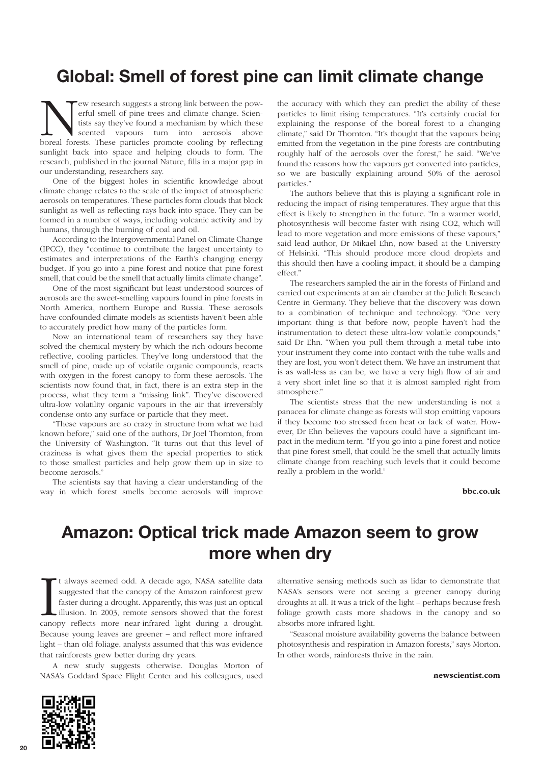## Global: Smell of forest pine can limit climate change

New research suggests a strong link between the powerful smell of pine trees and climate change. Scientists say they've found a mechanism by which these scented vapours turn into aerosols above boreal forests. These particles promote cooling by reflecting sunlight back into space and helping clouds to form. The research, published in the journal Nature, fills in a major gap in our understanding, researchers say.

One of the biggest holes in scientific knowledge about climate change relates to the scale of the impact of atmospheric aerosols on temperatures. These particles form clouds that block sunlight as well as reflecting rays back into space. They can be formed in a number of ways, including volcanic activity and by humans, through the burning of coal and oil.

According to the Intergovernmental Panel on Climate Change (IPCC), they "continue to contribute the largest uncertainty to estimates and interpretations of the Earth's changing energy budget. If you go into a pine forest and notice that pine forest smell, that could be the smell that actually limits climate change".

One of the most significant but least understood sources of aerosols are the sweet-smelling vapours found in pine forests in North America, northern Europe and Russia. These aerosols have confounded climate models as scientists haven't been able to accurately predict how many of the particles form.

Now an international team of researchers say they have solved the chemical mystery by which the rich odours become reflective, cooling particles. They've long understood that the smell of pine, made up of volatile organic compounds, reacts with oxygen in the forest canopy to form these aerosols. The scientists now found that, in fact, there is an extra step in the process, what they term a "missing link". They've discovered ultra-low volatility organic vapours in the air that irreversibly condense onto any surface or particle that they meet.

"These vapours are so crazy in structure from what we had known before," said one of the authors, Dr Joel Thornton, from the University of Washington. "It turns out that this level of craziness is what gives them the special properties to stick to those smallest particles and help grow them up in size to become aerosols."

The scientists say that having a clear understanding of the way in which forest smells become aerosols will improve the accuracy with which they can predict the ability of these particles to limit rising temperatures. "It's certainly crucial for explaining the response of the boreal forest to a changing climate," said Dr Thornton. "It's thought that the vapours being emitted from the vegetation in the pine forests are contributing roughly half of the aerosols over the forest," he said. "We've found the reasons how the vapours get converted into particles, so we are basically explaining around 50% of the aerosol particles."

The authors believe that this is playing a significant role in reducing the impact of rising temperatures. They argue that this effect is likely to strengthen in the future. "In a warmer world, photosynthesis will become faster with rising CO2, which will lead to more vegetation and more emissions of these vapours," said lead author, Dr Mikael Ehn, now based at the University of Helsinki. "This should produce more cloud droplets and this should then have a cooling impact, it should be a damping effect."

The researchers sampled the air in the forests of Finland and carried out experiments at an air chamber at the Julich Research Centre in Germany. They believe that the discovery was down to a combination of technique and technology. "One very important thing is that before now, people haven't had the instrumentation to detect these ultra-low volatile compounds," said Dr Ehn. "When you pull them through a metal tube into your instrument they come into contact with the tube walls and they are lost, you won't detect them. We have an instrument that is as wall-less as can be, we have a very high flow of air and a very short inlet line so that it is almost sampled right from atmosphere."

The scientists stress that the new understanding is not a panacea for climate change as forests will stop emitting vapours if they become too stressed from heat or lack of water. However, Dr Ehn believes the vapours could have a significant impact in the medium term. "If you go into a pine forest and notice that pine forest smell, that could be the smell that actually limits climate change from reaching such levels that it could become really a problem in the world."

**bbc.co.uk**

## Amazon: Optical trick made Amazon seem to grow more when dry

It always seemed odd. A decade ago, NASA satellite data suggested that the canopy of the Amazon rainforest grew faster during a drought. Apparently, this was just an optical illusion. In 2003, remote sensors showed that the forest canopy reflects more near-infrared light during a drought. Because young leaves are greener – and reflect more infrared light – than old foliage, analysts assumed that this was evidence that rainforests grew better during dry years.

A new study suggests otherwise. Douglas Morton of NASA's Goddard Space Flight Center and his colleagues, used alternative sensing methods such as lidar to demonstrate that NASA's sensors were not seeing a greener canopy during droughts at all. It was a trick of the light – perhaps because fresh foliage growth casts more shadows in the canopy and so absorbs more infrared light.

"Seasonal moisture availability governs the balance between photosynthesis and respiration in Amazon forests," says Morton. In other words, rainforests thrive in the rain.

**newscientist.com**